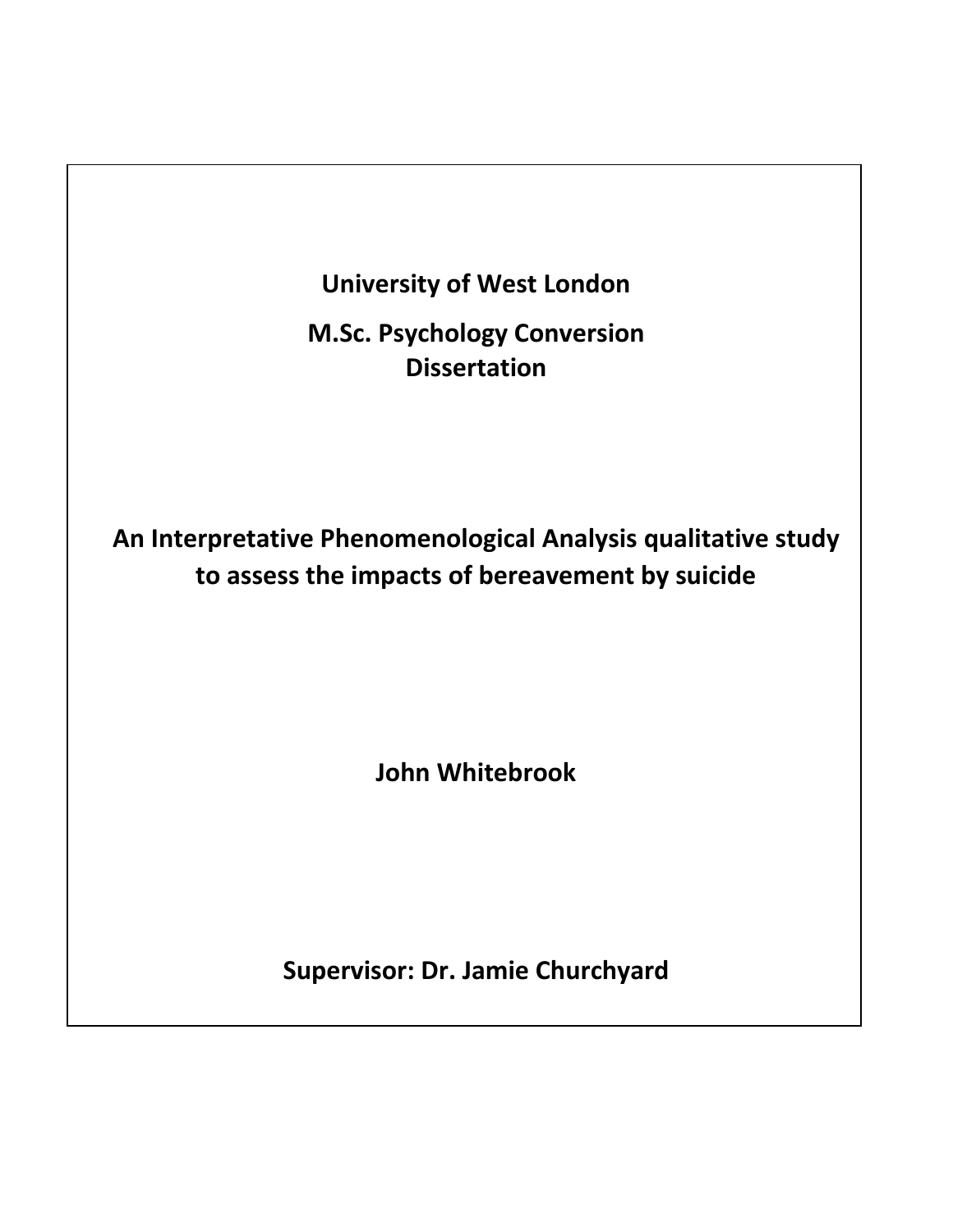**University of West London**

**M.Sc. Psychology Conversion**
**Dissertation**

# An Interpretative Phenomenological Analysis qualitative study to assess the impacts of bereavement by suicide

**John Whitebrook**

**Supervisor: Dr. Jamie Churchyard**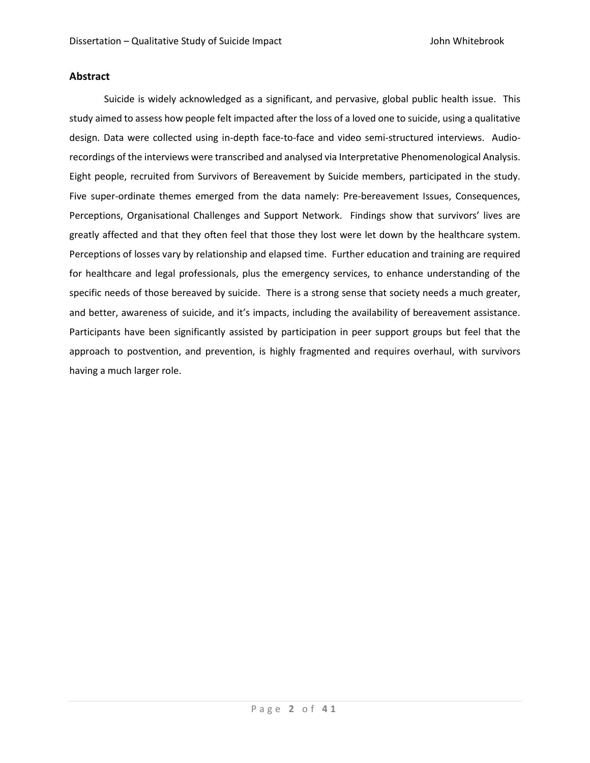## Abstract

Suicide is widely acknowledged as a significant, and pervasive, global public health issue. This study aimed to assess how people felt impacted after the loss of a loved one to suicide, using a qualitative design. Data were collected using in-depth face-to-face and video semi-structured interviews. Audio-recordings of the interviews were transcribed and analysed via Interpretative Phenomenological Analysis. Eight people, recruited from Survivors of Bereavement by Suicide members, participated in the study. Five super-ordinate themes emerged from the data namely: Pre-bereavement Issues, Consequences, Perceptions, Organisational Challenges and Support Network. Findings show that survivors' lives are greatly affected and that they often feel that those they lost were let down by the healthcare system. Perceptions of losses vary by relationship and elapsed time. Further education and training are required for healthcare and legal professionals, plus the emergency services, to enhance understanding of the specific needs of those bereaved by suicide. There is a strong sense that society needs a much greater, and better, awareness of suicide, and it's impacts, including the availability of bereavement assistance. Participants have been significantly assisted by participation in peer support groups but feel that the approach to postvention, and prevention, is highly fragmented and requires overhaul, with survivors having a much larger role.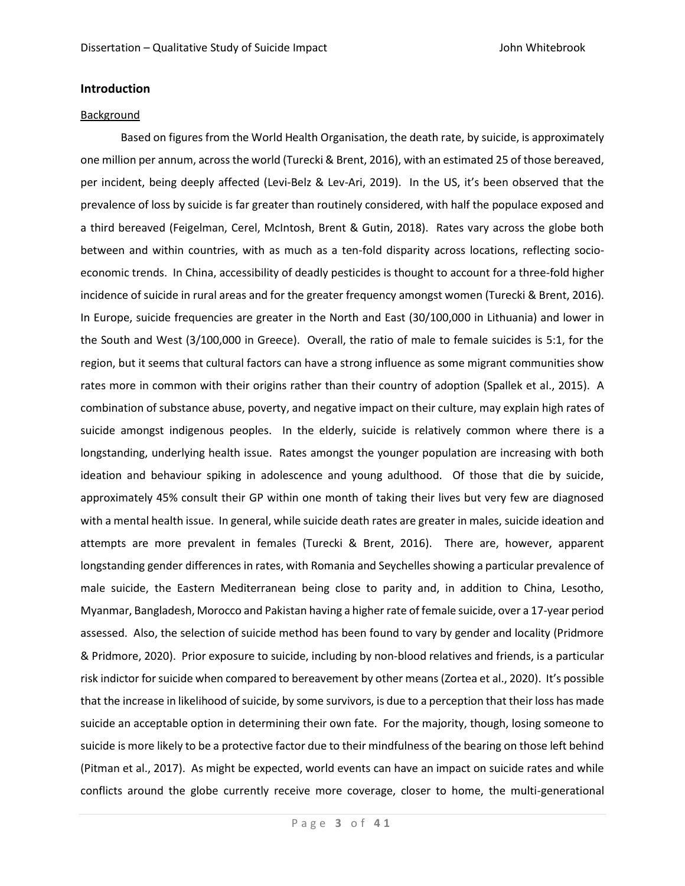## Introduction

Background

Based on figures from the World Health Organisation, the death rate, by suicide, is approximately one million per annum, across the world (Turecki & Brent, 2016), with an estimated 25 of those bereaved, per incident, being deeply affected (Levi-Belz & Lev-Ari, 2019). In the US, it's been observed that the prevalence of loss by suicide is far greater than routinely considered, with half the populace exposed and a third bereaved (Feigelman, Cerel, McIntosh, Brent & Gutin, 2018). Rates vary across the globe both between and within countries, with as much as a ten-fold disparity across locations, reflecting socio-economic trends. In China, accessibility of deadly pesticides is thought to account for a three-fold higher incidence of suicide in rural areas and for the greater frequency amongst women (Turecki & Brent, 2016). In Europe, suicide frequencies are greater in the North and East (30/100,000 in Lithuania) and lower in the South and West (3/100,000 in Greece). Overall, the ratio of male to female suicides is 5:1, for the region, but it seems that cultural factors can have a strong influence as some migrant communities show rates more in common with their origins rather than their country of adoption (Spallek et al., 2015). A combination of substance abuse, poverty, and negative impact on their culture, may explain high rates of suicide amongst indigenous peoples. In the elderly, suicide is relatively common where there is a longstanding, underlying health issue. Rates amongst the younger population are increasing with both ideation and behaviour spiking in adolescence and young adulthood. Of those that die by suicide, approximately 45% consult their GP within one month of taking their lives but very few are diagnosed with a mental health issue. In general, while suicide death rates are greater in males, suicide ideation and attempts are more prevalent in females (Turecki & Brent, 2016). There are, however, apparent longstanding gender differences in rates, with Romania and Seychelles showing a particular prevalence of male suicide, the Eastern Mediterranean being close to parity and, in addition to China, Lesotho, Myanmar, Bangladesh, Morocco and Pakistan having a higher rate of female suicide, over a 17-year period assessed. Also, the selection of suicide method has been found to vary by gender and locality (Pridmore & Pridmore, 2020). Prior exposure to suicide, including by non-blood relatives and friends, is a particular risk indictor for suicide when compared to bereavement by other means (Zortea et al., 2020). It's possible that the increase in likelihood of suicide, by some survivors, is due to a perception that their loss has made suicide an acceptable option in determining their own fate. For the majority, though, losing someone to suicide is more likely to be a protective factor due to their mindfulness of the bearing on those left behind (Pitman et al., 2017). As might be expected, world events can have an impact on suicide rates and while conflicts around the globe currently receive more coverage, closer to home, the multi-generational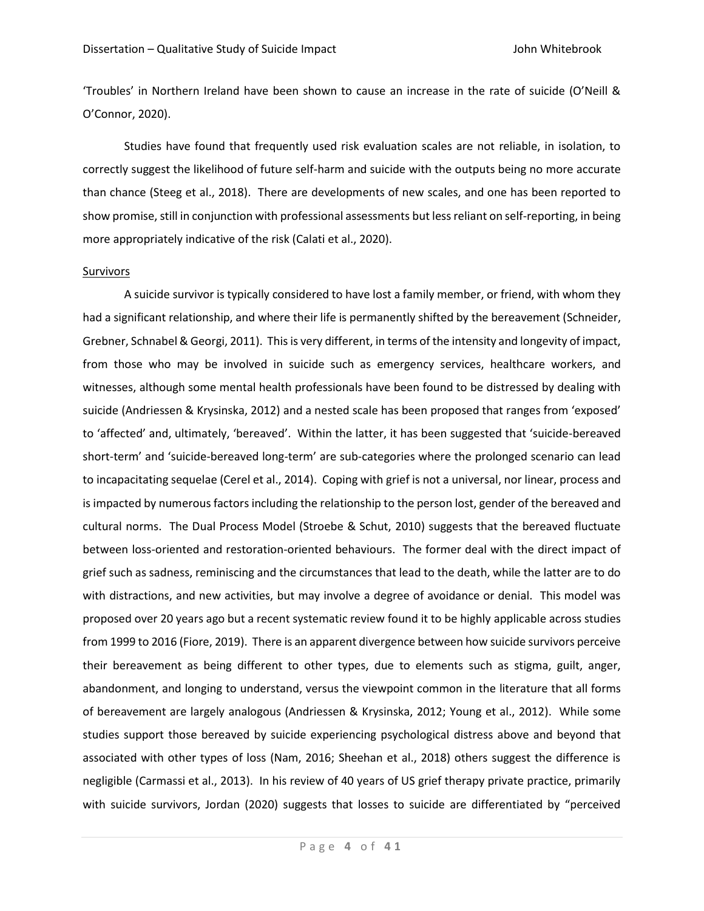'Troubles' in Northern Ireland have been shown to cause an increase in the rate of suicide (O'Neill & O'Connor, 2020).

Studies have found that frequently used risk evaluation scales are not reliable, in isolation, to correctly suggest the likelihood of future self-harm and suicide with the outputs being no more accurate than chance (Steeg et al., 2018). There are developments of new scales, and one has been reported to show promise, still in conjunction with professional assessments but less reliant on self-reporting, in being more appropriately indicative of the risk (Calati et al., 2020).

## Survivors

A suicide survivor is typically considered to have lost a family member, or friend, with whom they had a significant relationship, and where their life is permanently shifted by the bereavement (Schneider, Grebner, Schnabel & Georgi, 2011). This is very different, in terms of the intensity and longevity of impact, from those who may be involved in suicide such as emergency services, healthcare workers, and witnesses, although some mental health professionals have been found to be distressed by dealing with suicide (Andriessen & Krysinska, 2012) and a nested scale has been proposed that ranges from 'exposed' to 'affected' and, ultimately, 'bereaved'. Within the latter, it has been suggested that 'suicide-bereaved short-term' and 'suicide-bereaved long-term' are sub-categories where the prolonged scenario can lead to incapacitating sequelae (Cerel et al., 2014). Coping with grief is not a universal, nor linear, process and is impacted by numerous factors including the relationship to the person lost, gender of the bereaved and cultural norms. The Dual Process Model (Stroebe & Schut, 2010) suggests that the bereaved fluctuate between loss-oriented and restoration-oriented behaviours. The former deal with the direct impact of grief such as sadness, reminiscing and the circumstances that lead to the death, while the latter are to do with distractions, and new activities, but may involve a degree of avoidance or denial. This model was proposed over 20 years ago but a recent systematic review found it to be highly applicable across studies from 1999 to 2016 (Fiore, 2019). There is an apparent divergence between how suicide survivors perceive their bereavement as being different to other types, due to elements such as stigma, guilt, anger, abandonment, and longing to understand, versus the viewpoint common in the literature that all forms of bereavement are largely analogous (Andriessen & Krysinska, 2012; Young et al., 2012). While some studies support those bereaved by suicide experiencing psychological distress above and beyond that associated with other types of loss (Nam, 2016; Sheehan et al., 2018) others suggest the difference is negligible (Carmassi et al., 2013). In his review of 40 years of US grief therapy private practice, primarily with suicide survivors, Jordan (2020) suggests that losses to suicide are differentiated by "perceived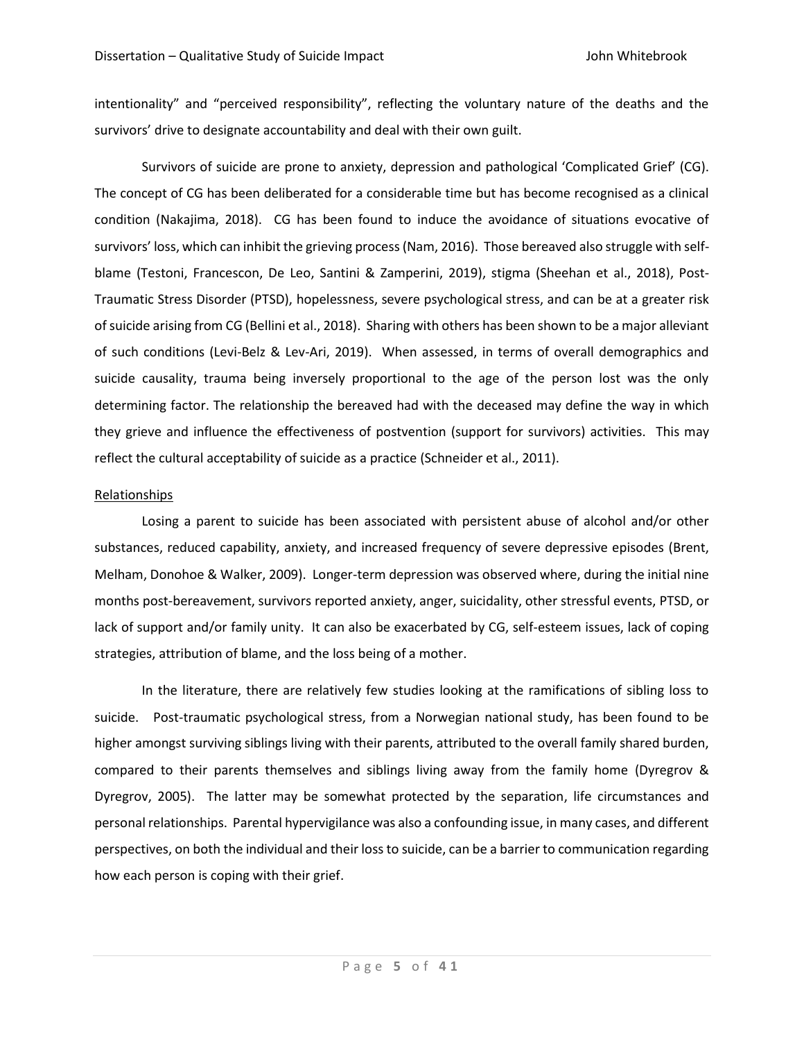intentionality" and "perceived responsibility", reflecting the voluntary nature of the deaths and the survivors' drive to designate accountability and deal with their own guilt.

Survivors of suicide are prone to anxiety, depression and pathological 'Complicated Grief' (CG). The concept of CG has been deliberated for a considerable time but has become recognised as a clinical condition (Nakajima, 2018). CG has been found to induce the avoidance of situations evocative of survivors' loss, which can inhibit the grieving process (Nam, 2016). Those bereaved also struggle with self-blame (Testoni, Francescon, De Leo, Santini & Zamperini, 2019), stigma (Sheehan et al., 2018), Post-Traumatic Stress Disorder (PTSD), hopelessness, severe psychological stress, and can be at a greater risk of suicide arising from CG (Bellini et al., 2018). Sharing with others has been shown to be a major alleviant of such conditions (Levi-Belz & Lev-Ari, 2019). When assessed, in terms of overall demographics and suicide causality, trauma being inversely proportional to the age of the person lost was the only determining factor. The relationship the bereaved had with the deceased may define the way in which they grieve and influence the effectiveness of postvention (support for survivors) activities. This may reflect the cultural acceptability of suicide as a practice (Schneider et al., 2011).

## Relationships

Losing a parent to suicide has been associated with persistent abuse of alcohol and/or other substances, reduced capability, anxiety, and increased frequency of severe depressive episodes (Brent, Melham, Donohoe & Walker, 2009). Longer-term depression was observed where, during the initial nine months post-bereavement, survivors reported anxiety, anger, suicidality, other stressful events, PTSD, or lack of support and/or family unity. It can also be exacerbated by CG, self-esteem issues, lack of coping strategies, attribution of blame, and the loss being of a mother.

In the literature, there are relatively few studies looking at the ramifications of sibling loss to suicide. Post-traumatic psychological stress, from a Norwegian national study, has been found to be higher amongst surviving siblings living with their parents, attributed to the overall family shared burden, compared to their parents themselves and siblings living away from the family home (Dyregrov & Dyregrov, 2005). The latter may be somewhat protected by the separation, life circumstances and personal relationships. Parental hypervigilance was also a confounding issue, in many cases, and different perspectives, on both the individual and their loss to suicide, can be a barrier to communication regarding how each person is coping with their grief.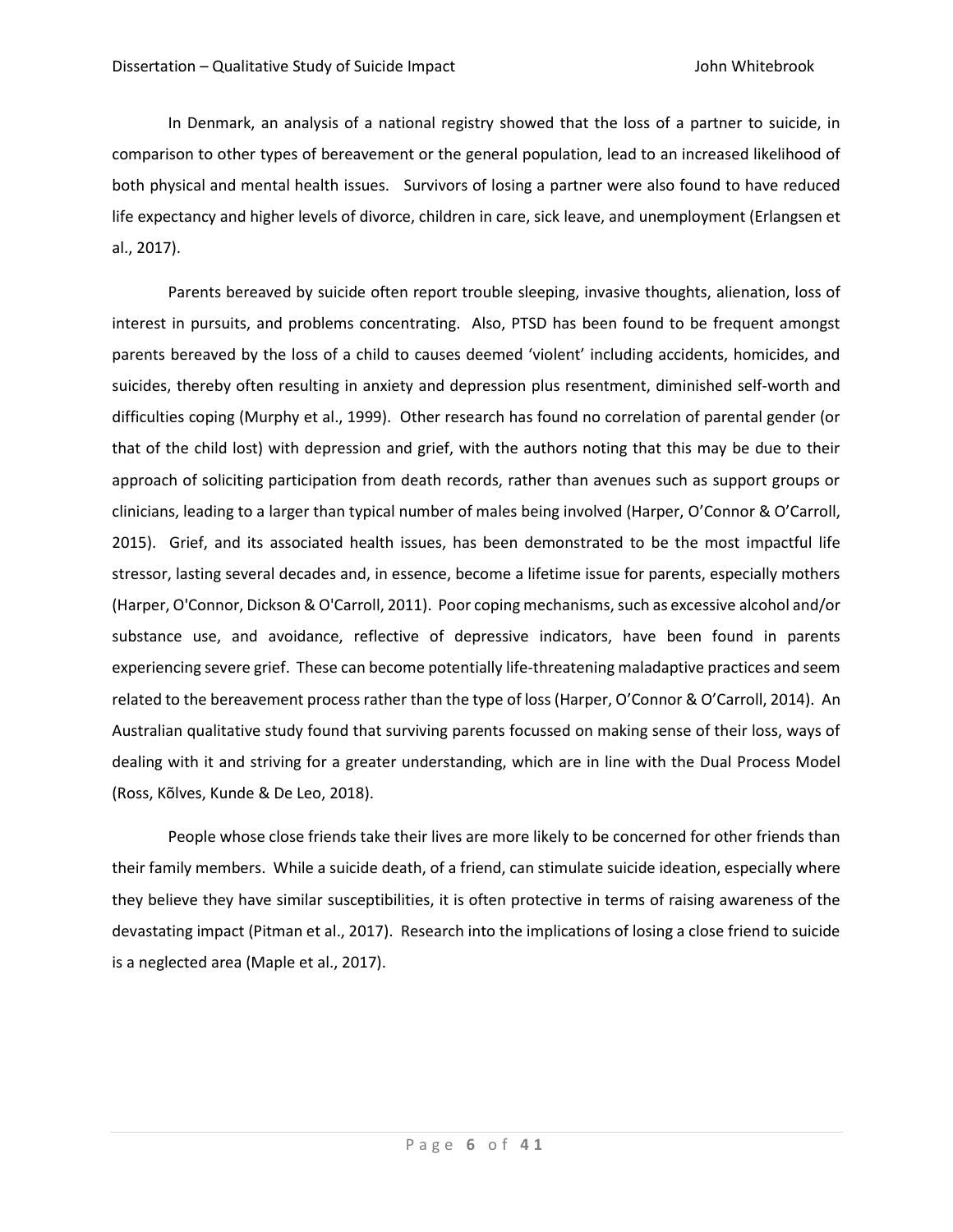In Denmark, an analysis of a national registry showed that the loss of a partner to suicide, in comparison to other types of bereavement or the general population, lead to an increased likelihood of both physical and mental health issues. Survivors of losing a partner were also found to have reduced life expectancy and higher levels of divorce, children in care, sick leave, and unemployment (Erlangsen et al., 2017).

Parents bereaved by suicide often report trouble sleeping, invasive thoughts, alienation, loss of interest in pursuits, and problems concentrating. Also, PTSD has been found to be frequent amongst parents bereaved by the loss of a child to causes deemed 'violent' including accidents, homicides, and suicides, thereby often resulting in anxiety and depression plus resentment, diminished self-worth and difficulties coping (Murphy et al., 1999). Other research has found no correlation of parental gender (or that of the child lost) with depression and grief, with the authors noting that this may be due to their approach of soliciting participation from death records, rather than avenues such as support groups or clinicians, leading to a larger than typical number of males being involved (Harper, O'Connor & O'Carroll, 2015). Grief, and its associated health issues, has been demonstrated to be the most impactful life stressor, lasting several decades and, in essence, become a lifetime issue for parents, especially mothers (Harper, O'Connor, Dickson & O'Carroll, 2011). Poor coping mechanisms, such as excessive alcohol and/or substance use, and avoidance, reflective of depressive indicators, have been found in parents experiencing severe grief. These can become potentially life-threatening maladaptive practices and seem related to the bereavement process rather than the type of loss (Harper, O'Connor & O'Carroll, 2014). An Australian qualitative study found that surviving parents focussed on making sense of their loss, ways of dealing with it and striving for a greater understanding, which are in line with the Dual Process Model (Ross, Kõlves, Kunde & De Leo, 2018).

People whose close friends take their lives are more likely to be concerned for other friends than their family members. While a suicide death, of a friend, can stimulate suicide ideation, especially where they believe they have similar susceptibilities, it is often protective in terms of raising awareness of the devastating impact (Pitman et al., 2017). Research into the implications of losing a close friend to suicide is a neglected area (Maple et al., 2017).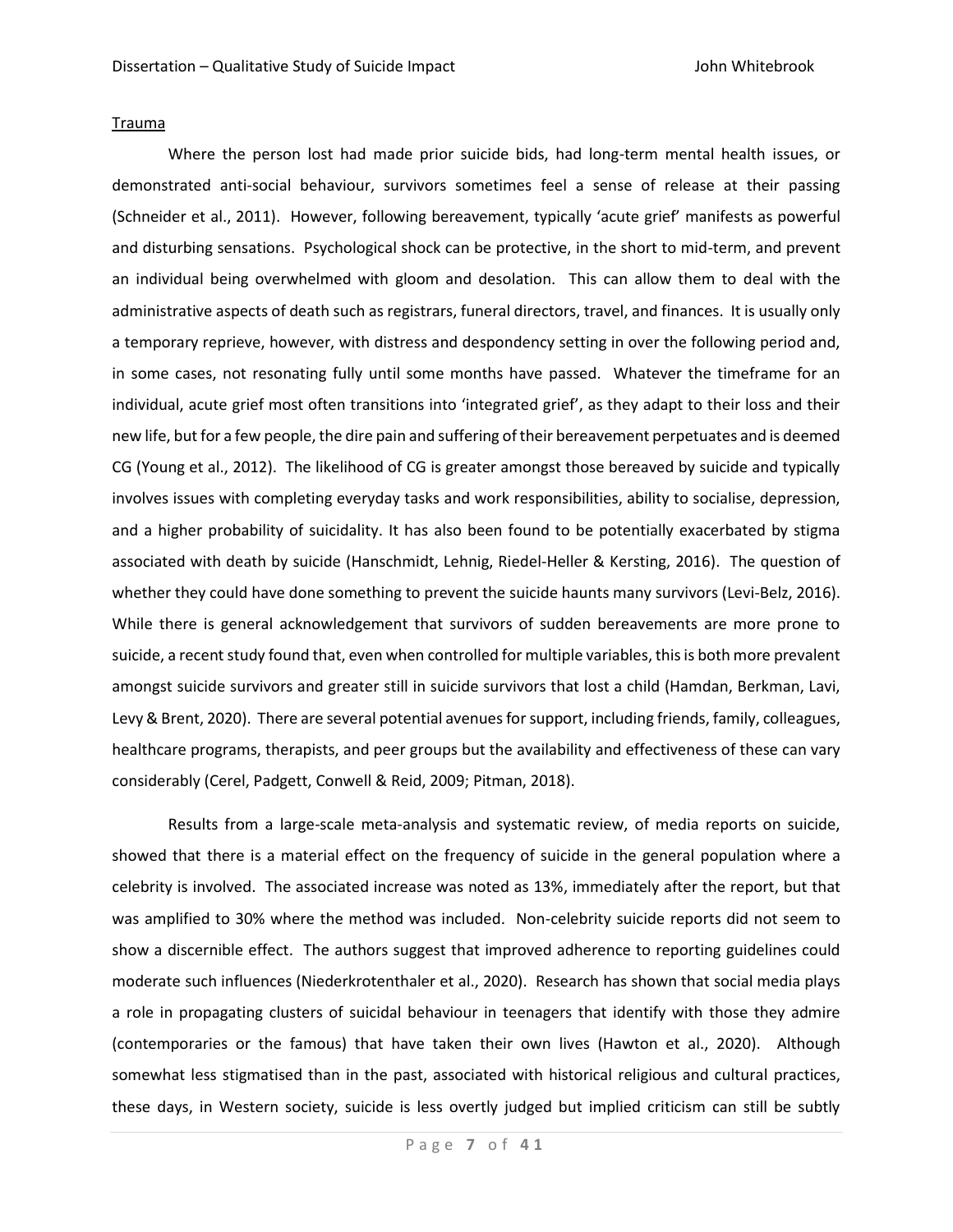Trauma

Where the person lost had made prior suicide bids, had long-term mental health issues, or demonstrated anti-social behaviour, survivors sometimes feel a sense of release at their passing (Schneider et al., 2011). However, following bereavement, typically 'acute grief' manifests as powerful and disturbing sensations. Psychological shock can be protective, in the short to mid-term, and prevent an individual being overwhelmed with gloom and desolation. This can allow them to deal with the administrative aspects of death such as registrars, funeral directors, travel, and finances. It is usually only a temporary reprieve, however, with distress and despondency setting in over the following period and, in some cases, not resonating fully until some months have passed. Whatever the timeframe for an individual, acute grief most often transitions into 'integrated grief', as they adapt to their loss and their new life, but for a few people, the dire pain and suffering of their bereavement perpetuates and is deemed CG (Young et al., 2012). The likelihood of CG is greater amongst those bereaved by suicide and typically involves issues with completing everyday tasks and work responsibilities, ability to socialise, depression, and a higher probability of suicidality. It has also been found to be potentially exacerbated by stigma associated with death by suicide (Hanschmidt, Lehnig, Riedel-Heller & Kersting, 2016). The question of whether they could have done something to prevent the suicide haunts many survivors (Levi-Belz, 2016). While there is general acknowledgement that survivors of sudden bereavements are more prone to suicide, a recent study found that, even when controlled for multiple variables, this is both more prevalent amongst suicide survivors and greater still in suicide survivors that lost a child (Hamdan, Berkman, Lavi, Levy & Brent, 2020). There are several potential avenues for support, including friends, family, colleagues, healthcare programs, therapists, and peer groups but the availability and effectiveness of these can vary considerably (Cerel, Padgett, Conwell & Reid, 2009; Pitman, 2018).

Results from a large-scale meta-analysis and systematic review, of media reports on suicide, showed that there is a material effect on the frequency of suicide in the general population where a celebrity is involved. The associated increase was noted as 13%, immediately after the report, but that was amplified to 30% where the method was included. Non-celebrity suicide reports did not seem to show a discernible effect. The authors suggest that improved adherence to reporting guidelines could moderate such influences (Niederkrotenthaler et al., 2020). Research has shown that social media plays a role in propagating clusters of suicidal behaviour in teenagers that identify with those they admire (contemporaries or the famous) that have taken their own lives (Hawton et al., 2020). Although somewhat less stigmatised than in the past, associated with historical religious and cultural practices, these days, in Western society, suicide is less overtly judged but implied criticism can still be subtly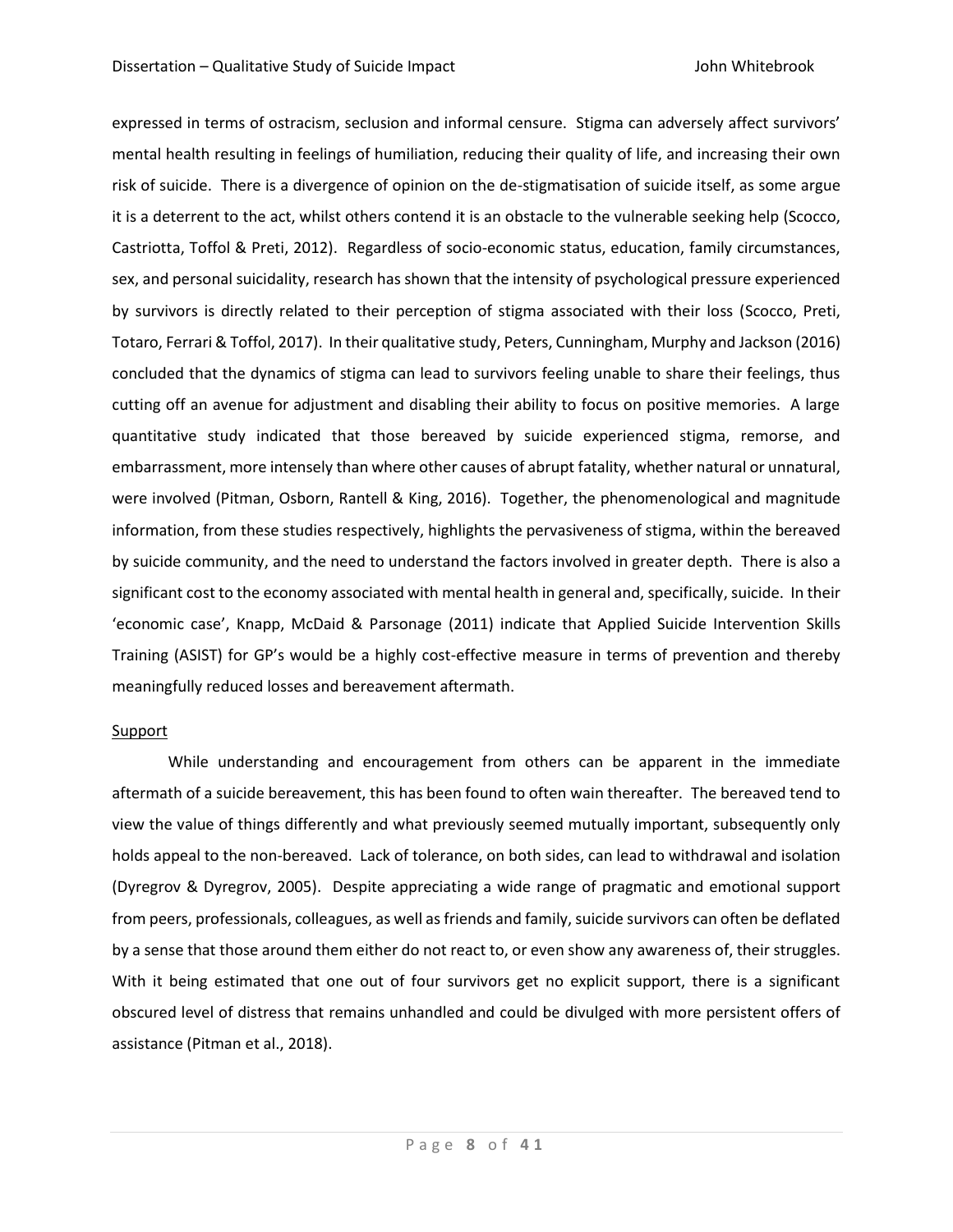expressed in terms of ostracism, seclusion and informal censure. Stigma can adversely affect survivors' mental health resulting in feelings of humiliation, reducing their quality of life, and increasing their own risk of suicide. There is a divergence of opinion on the de-stigmatisation of suicide itself, as some argue it is a deterrent to the act, whilst others contend it is an obstacle to the vulnerable seeking help (Scocco, Castriotta, Toffol & Preti, 2012). Regardless of socio-economic status, education, family circumstances, sex, and personal suicidality, research has shown that the intensity of psychological pressure experienced by survivors is directly related to their perception of stigma associated with their loss (Scocco, Preti, Totaro, Ferrari & Toffol, 2017). In their qualitative study, Peters, Cunningham, Murphy and Jackson (2016) concluded that the dynamics of stigma can lead to survivors feeling unable to share their feelings, thus cutting off an avenue for adjustment and disabling their ability to focus on positive memories. A large quantitative study indicated that those bereaved by suicide experienced stigma, remorse, and embarrassment, more intensely than where other causes of abrupt fatality, whether natural or unnatural, were involved (Pitman, Osborn, Rantell & King, 2016). Together, the phenomenological and magnitude information, from these studies respectively, highlights the pervasiveness of stigma, within the bereaved by suicide community, and the need to understand the factors involved in greater depth. There is also a significant cost to the economy associated with mental health in general and, specifically, suicide. In their 'economic case', Knapp, McDaid & Parsonage (2011) indicate that Applied Suicide Intervention Skills Training (ASIST) for GP's would be a highly cost-effective measure in terms of prevention and thereby meaningfully reduced losses and bereavement aftermath.

Support

While understanding and encouragement from others can be apparent in the immediate aftermath of a suicide bereavement, this has been found to often wain thereafter. The bereaved tend to view the value of things differently and what previously seemed mutually important, subsequently only holds appeal to the non-bereaved. Lack of tolerance, on both sides, can lead to withdrawal and isolation (Dyregrov & Dyregrov, 2005). Despite appreciating a wide range of pragmatic and emotional support from peers, professionals, colleagues, as well as friends and family, suicide survivors can often be deflated by a sense that those around them either do not react to, or even show any awareness of, their struggles. With it being estimated that one out of four survivors get no explicit support, there is a significant obscured level of distress that remains unhandled and could be divulged with more persistent offers of assistance (Pitman et al., 2018).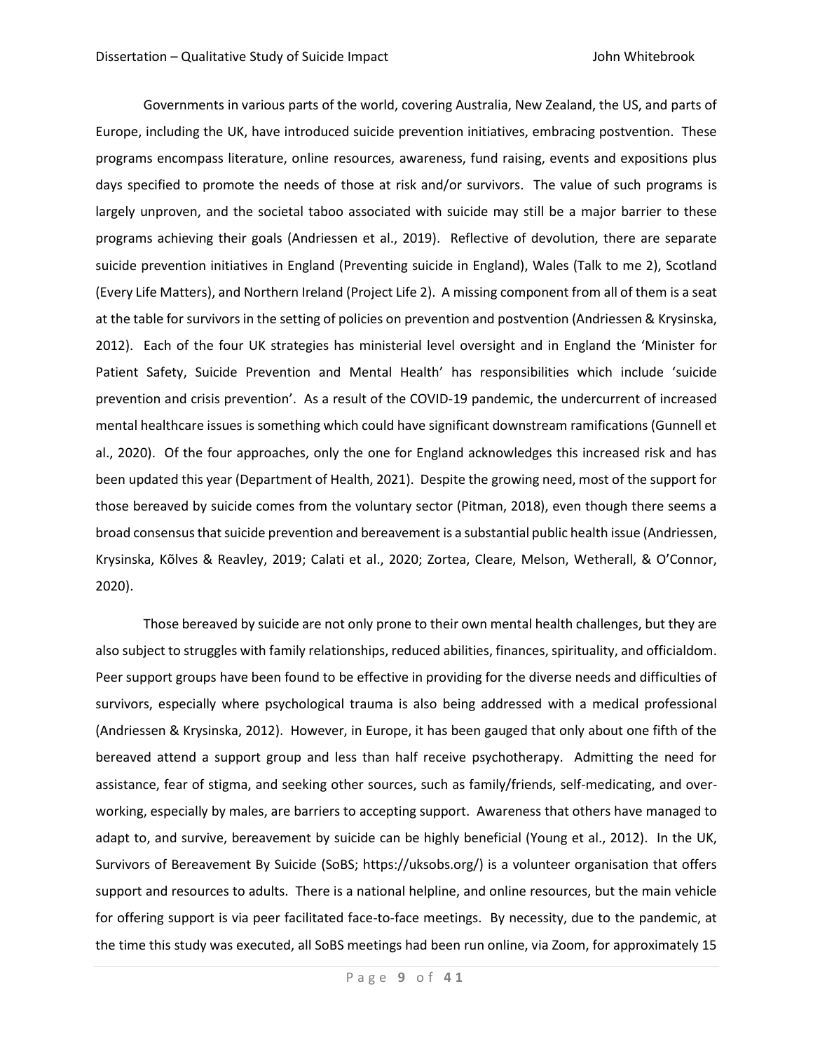Governments in various parts of the world, covering Australia, New Zealand, the US, and parts of Europe, including the UK, have introduced suicide prevention initiatives, embracing postvention. These programs encompass literature, online resources, awareness, fund raising, events and expositions plus days specified to promote the needs of those at risk and/or survivors. The value of such programs is largely unproven, and the societal taboo associated with suicide may still be a major barrier to these programs achieving their goals (Andriessen et al., 2019). Reflective of devolution, there are separate suicide prevention initiatives in England (Preventing suicide in England), Wales (Talk to me 2), Scotland (Every Life Matters), and Northern Ireland (Project Life 2). A missing component from all of them is a seat at the table for survivors in the setting of policies on prevention and postvention (Andriessen & Krysinska, 2012). Each of the four UK strategies has ministerial level oversight and in England the 'Minister for Patient Safety, Suicide Prevention and Mental Health' has responsibilities which include 'suicide prevention and crisis prevention'. As a result of the COVID-19 pandemic, the undercurrent of increased mental healthcare issues is something which could have significant downstream ramifications (Gunnell et al., 2020). Of the four approaches, only the one for England acknowledges this increased risk and has been updated this year (Department of Health, 2021). Despite the growing need, most of the support for those bereaved by suicide comes from the voluntary sector (Pitman, 2018), even though there seems a broad consensus that suicide prevention and bereavement is a substantial public health issue (Andriessen, Krysinska, Kõlves & Reavley, 2019; Calati et al., 2020; Zortea, Cleare, Melson, Wetherall, & O'Connor, 2020).

Those bereaved by suicide are not only prone to their own mental health challenges, but they are also subject to struggles with family relationships, reduced abilities, finances, spirituality, and officialdom. Peer support groups have been found to be effective in providing for the diverse needs and difficulties of survivors, especially where psychological trauma is also being addressed with a medical professional (Andriessen & Krysinska, 2012). However, in Europe, it has been gauged that only about one fifth of the bereaved attend a support group and less than half receive psychotherapy. Admitting the need for assistance, fear of stigma, and seeking other sources, such as family/friends, self-medicating, and over-working, especially by males, are barriers to accepting support. Awareness that others have managed to adapt to, and survive, bereavement by suicide can be highly beneficial (Young et al., 2012). In the UK, Survivors of Bereavement By Suicide (SoBS; https://uksobs.org/) is a volunteer organisation that offers support and resources to adults. There is a national helpline, and online resources, but the main vehicle for offering support is via peer facilitated face-to-face meetings. By necessity, due to the pandemic, at the time this study was executed, all SoBS meetings had been run online, via Zoom, for approximately 15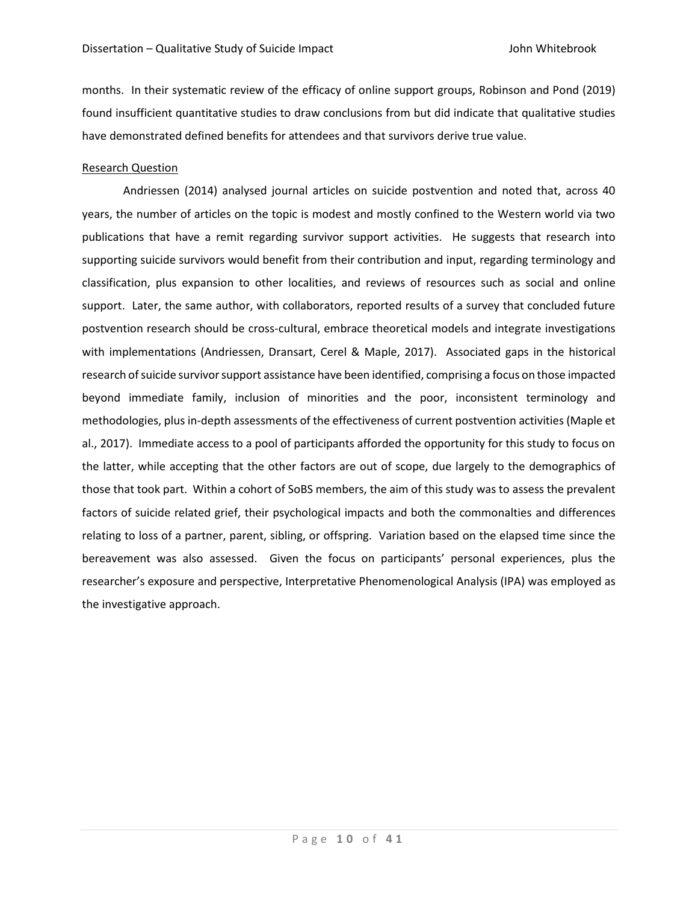months. In their systematic review of the efficacy of online support groups, Robinson and Pond (2019) found insufficient quantitative studies to draw conclusions from but did indicate that qualitative studies have demonstrated defined benefits for attendees and that survivors derive true value.

## Research Question

Andriessen (2014) analysed journal articles on suicide postvention and noted that, across 40 years, the number of articles on the topic is modest and mostly confined to the Western world via two publications that have a remit regarding survivor support activities. He suggests that research into supporting suicide survivors would benefit from their contribution and input, regarding terminology and classification, plus expansion to other localities, and reviews of resources such as social and online support. Later, the same author, with collaborators, reported results of a survey that concluded future postvention research should be cross-cultural, embrace theoretical models and integrate investigations with implementations (Andriessen, Dransart, Cerel & Maple, 2017). Associated gaps in the historical research of suicide survivor support assistance have been identified, comprising a focus on those impacted beyond immediate family, inclusion of minorities and the poor, inconsistent terminology and methodologies, plus in-depth assessments of the effectiveness of current postvention activities (Maple et al., 2017). Immediate access to a pool of participants afforded the opportunity for this study to focus on the latter, while accepting that the other factors are out of scope, due largely to the demographics of those that took part. Within a cohort of SoBS members, the aim of this study was to assess the prevalent factors of suicide related grief, their psychological impacts and both the commonalties and differences relating to loss of a partner, parent, sibling, or offspring. Variation based on the elapsed time since the bereavement was also assessed. Given the focus on participants' personal experiences, plus the researcher's exposure and perspective, Interpretative Phenomenological Analysis (IPA) was employed as the investigative approach.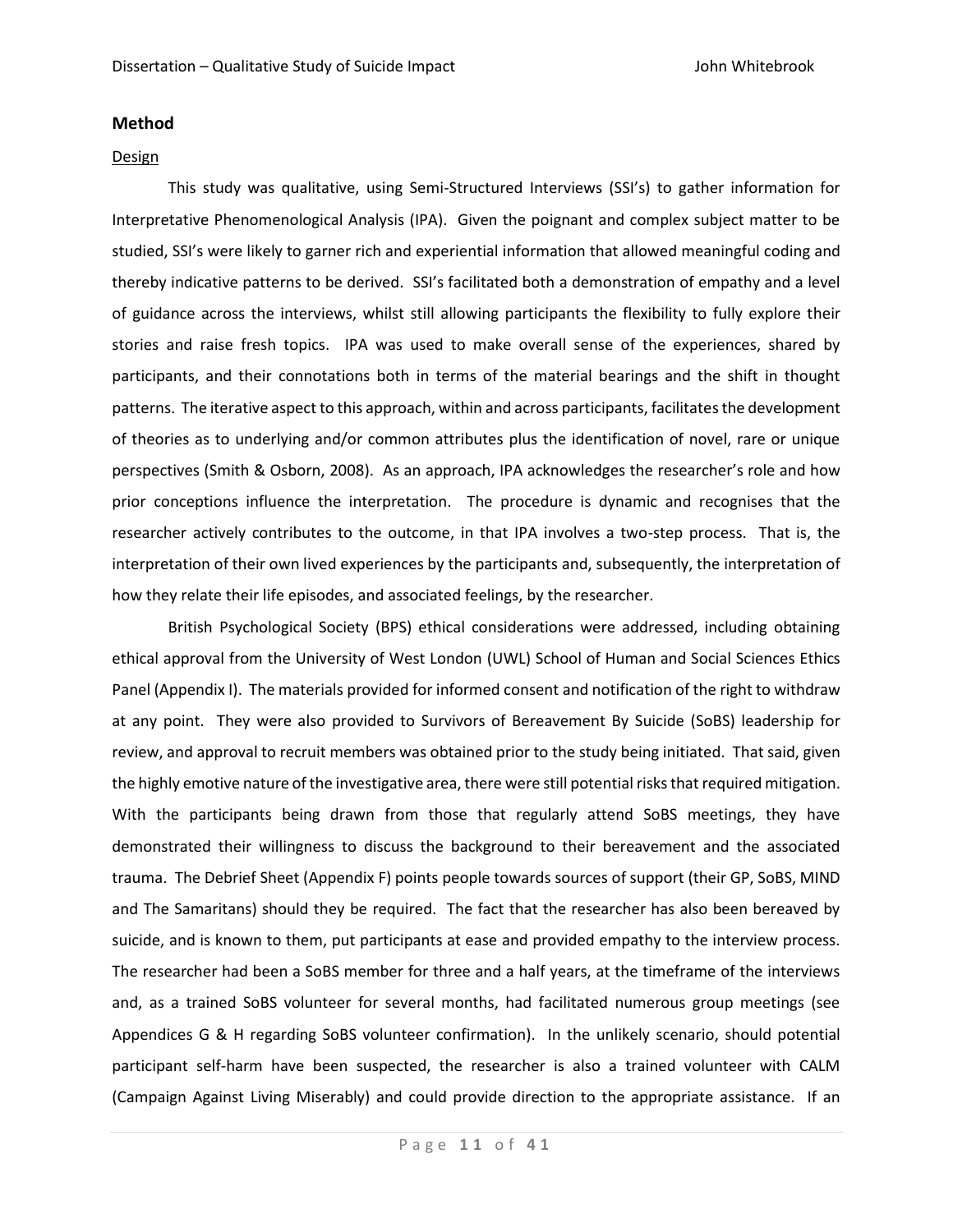## Method

### Design

This study was qualitative, using Semi-Structured Interviews (SSI's) to gather information for Interpretative Phenomenological Analysis (IPA). Given the poignant and complex subject matter to be studied, SSI's were likely to garner rich and experiential information that allowed meaningful coding and thereby indicative patterns to be derived. SSI's facilitated both a demonstration of empathy and a level of guidance across the interviews, whilst still allowing participants the flexibility to fully explore their stories and raise fresh topics. IPA was used to make overall sense of the experiences, shared by participants, and their connotations both in terms of the material bearings and the shift in thought patterns. The iterative aspect to this approach, within and across participants, facilitates the development of theories as to underlying and/or common attributes plus the identification of novel, rare or unique perspectives (Smith & Osborn, 2008). As an approach, IPA acknowledges the researcher's role and how prior conceptions influence the interpretation. The procedure is dynamic and recognises that the researcher actively contributes to the outcome, in that IPA involves a two-step process. That is, the interpretation of their own lived experiences by the participants and, subsequently, the interpretation of how they relate their life episodes, and associated feelings, by the researcher.

British Psychological Society (BPS) ethical considerations were addressed, including obtaining ethical approval from the University of West London (UWL) School of Human and Social Sciences Ethics Panel (Appendix I). The materials provided for informed consent and notification of the right to withdraw at any point. They were also provided to Survivors of Bereavement By Suicide (SoBS) leadership for review, and approval to recruit members was obtained prior to the study being initiated. That said, given the highly emotive nature of the investigative area, there were still potential risks that required mitigation. With the participants being drawn from those that regularly attend SoBS meetings, they have demonstrated their willingness to discuss the background to their bereavement and the associated trauma. The Debrief Sheet (Appendix F) points people towards sources of support (their GP, SoBS, MIND and The Samaritans) should they be required. The fact that the researcher has also been bereaved by suicide, and is known to them, put participants at ease and provided empathy to the interview process. The researcher had been a SoBS member for three and a half years, at the timeframe of the interviews and, as a trained SoBS volunteer for several months, had facilitated numerous group meetings (see Appendices G & H regarding SoBS volunteer confirmation). In the unlikely scenario, should potential participant self-harm have been suspected, the researcher is also a trained volunteer with CALM (Campaign Against Living Miserably) and could provide direction to the appropriate assistance. If an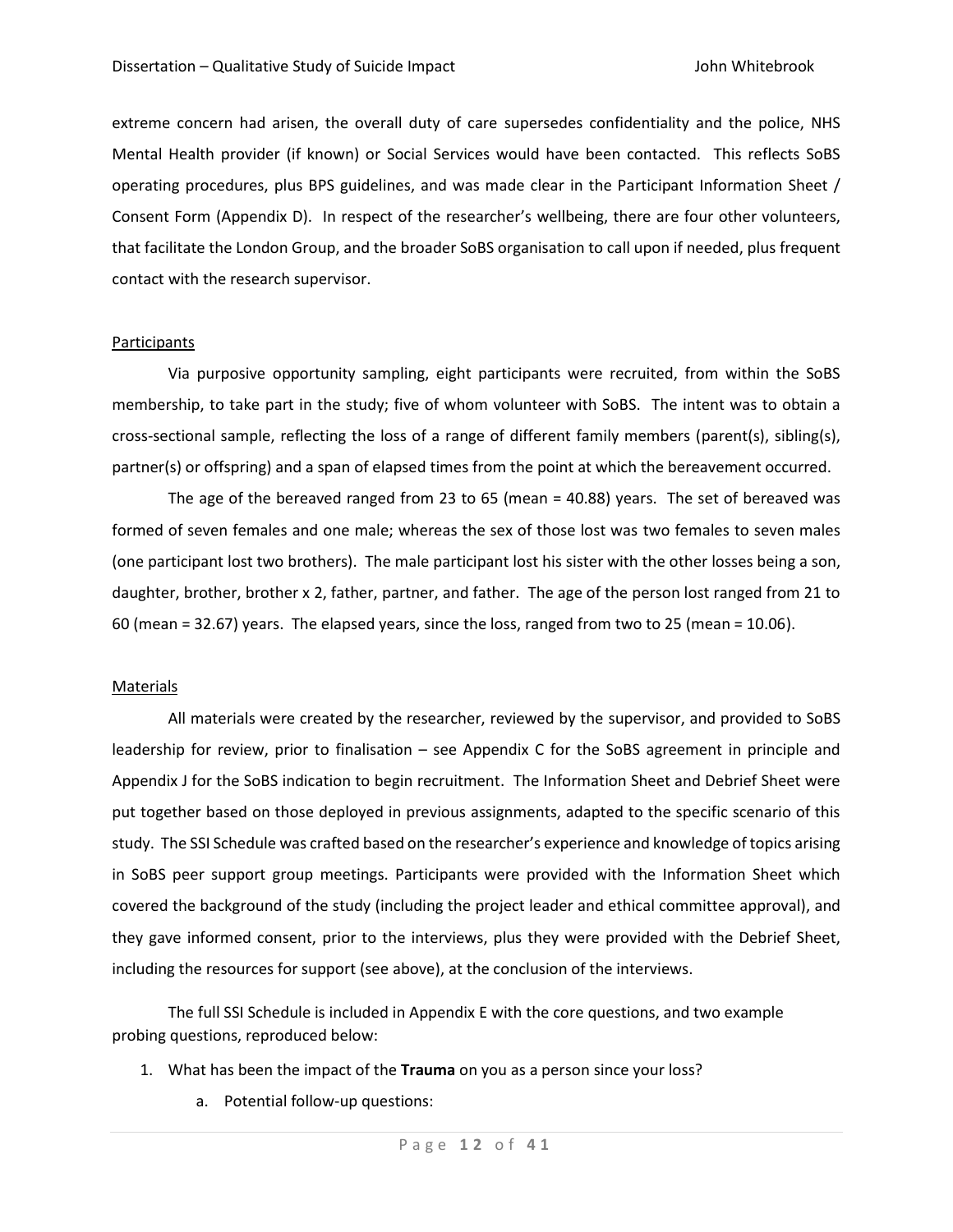extreme concern had arisen, the overall duty of care supersedes confidentiality and the police, NHS Mental Health provider (if known) or Social Services would have been contacted. This reflects SoBS operating procedures, plus BPS guidelines, and was made clear in the Participant Information Sheet / Consent Form (Appendix D). In respect of the researcher's wellbeing, there are four other volunteers, that facilitate the London Group, and the broader SoBS organisation to call upon if needed, plus frequent contact with the research supervisor.

<u>Participants</u>

Via purposive opportunity sampling, eight participants were recruited, from within the SoBS membership, to take part in the study; five of whom volunteer with SoBS. The intent was to obtain a cross-sectional sample, reflecting the loss of a range of different family members (parent(s), sibling(s), partner(s) or offspring) and a span of elapsed times from the point at which the bereavement occurred.

The age of the bereaved ranged from 23 to 65 (mean = 40.88) years. The set of bereaved was formed of seven females and one male; whereas the sex of those lost was two females to seven males (one participant lost two brothers). The male participant lost his sister with the other losses being a son, daughter, brother, brother x 2, father, partner, and father. The age of the person lost ranged from 21 to 60 (mean = 32.67) years. The elapsed years, since the loss, ranged from two to 25 (mean = 10.06).

<u>Materials</u>

All materials were created by the researcher, reviewed by the supervisor, and provided to SoBS leadership for review, prior to finalisation – see Appendix C for the SoBS agreement in principle and Appendix J for the SoBS indication to begin recruitment. The Information Sheet and Debrief Sheet were put together based on those deployed in previous assignments, adapted to the specific scenario of this study. The SSI Schedule was crafted based on the researcher's experience and knowledge of topics arising in SoBS peer support group meetings. Participants were provided with the Information Sheet which covered the background of the study (including the project leader and ethical committee approval), and they gave informed consent, prior to the interviews, plus they were provided with the Debrief Sheet, including the resources for support (see above), at the conclusion of the interviews.

The full SSI Schedule is included in Appendix E with the core questions, and two example probing questions, reproduced below:

1. What has been the impact of the **Trauma** on you as a person since your loss?
    a. Potential follow-up questions: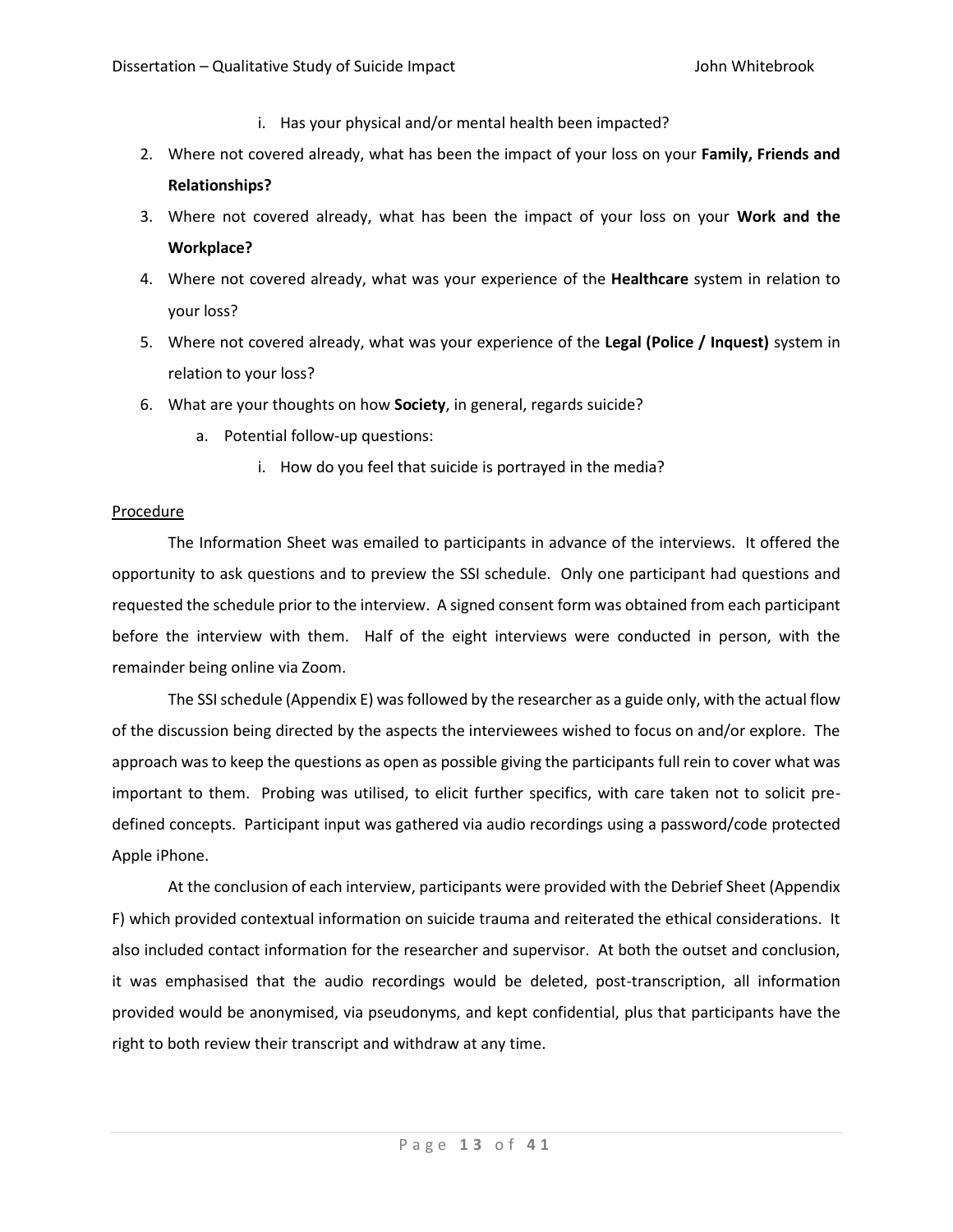i. Has your physical and/or mental health been impacted?

2. Where not covered already, what has been the impact of your loss on your **Family, Friends and Relationships?**
3. Where not covered already, what has been the impact of your loss on your **Work and the Workplace?**
4. Where not covered already, what was your experience of the **Healthcare** system in relation to your loss?
5. Where not covered already, what was your experience of the **Legal (Police / Inquest)** system in relation to your loss?
6. What are your thoughts on how **Society**, in general, regards suicide?
   a. Potential follow-up questions:
      i. How do you feel that suicide is portrayed in the media?

<u>Procedure</u>

The Information Sheet was emailed to participants in advance of the interviews. It offered the opportunity to ask questions and to preview the SSI schedule. Only one participant had questions and requested the schedule prior to the interview. A signed consent form was obtained from each participant before the interview with them. Half of the eight interviews were conducted in person, with the remainder being online via Zoom.

The SSI schedule (Appendix E) was followed by the researcher as a guide only, with the actual flow of the discussion being directed by the aspects the interviewees wished to focus on and/or explore. The approach was to keep the questions as open as possible giving the participants full rein to cover what was important to them. Probing was utilised, to elicit further specifics, with care taken not to solicit pre-defined concepts. Participant input was gathered via audio recordings using a password/code protected Apple iPhone.

At the conclusion of each interview, participants were provided with the Debrief Sheet (Appendix F) which provided contextual information on suicide trauma and reiterated the ethical considerations. It also included contact information for the researcher and supervisor. At both the outset and conclusion, it was emphasised that the audio recordings would be deleted, post-transcription, all information provided would be anonymised, via pseudonyms, and kept confidential, plus that participants have the right to both review their transcript and withdraw at any time.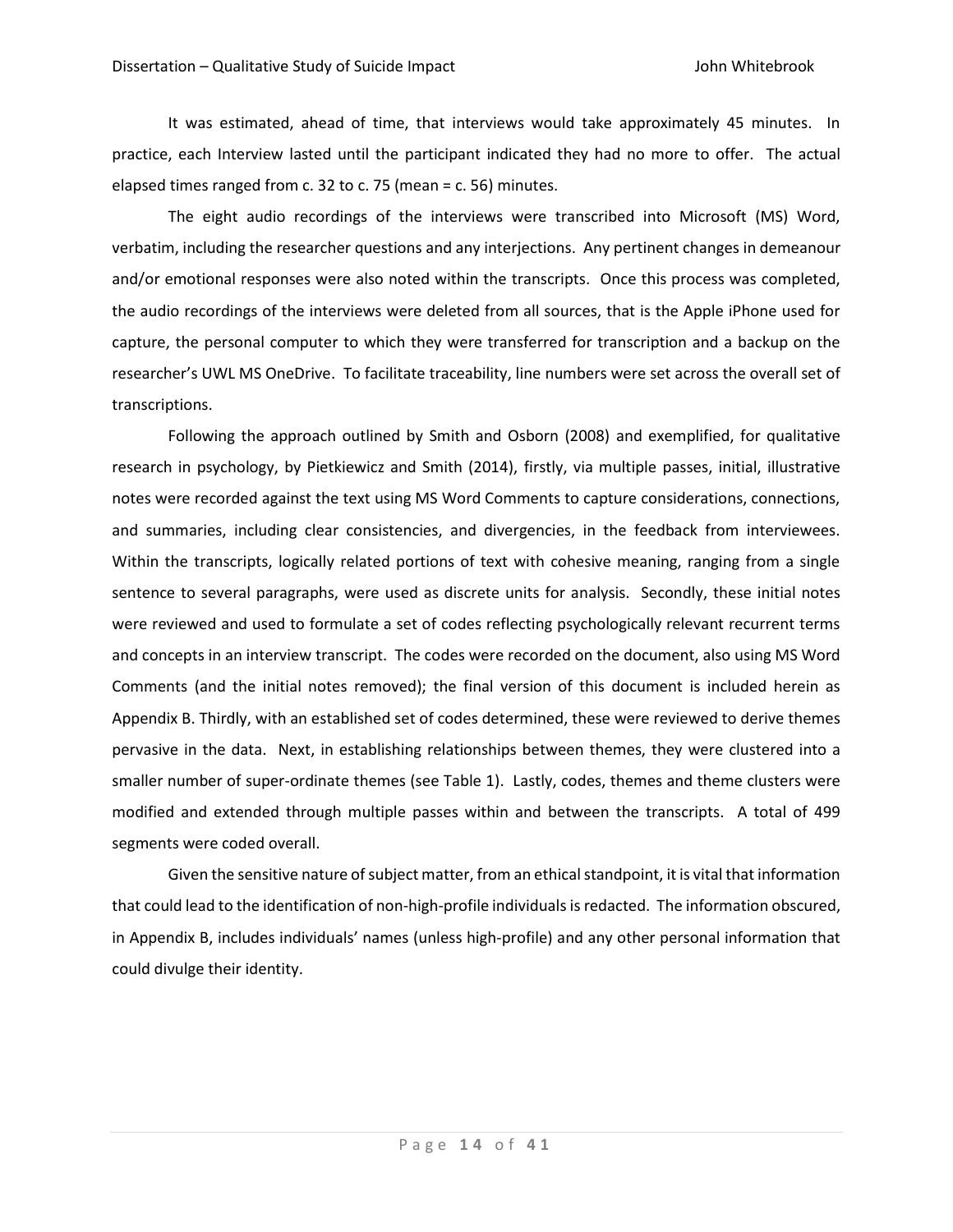It was estimated, ahead of time, that interviews would take approximately 45 minutes. In practice, each Interview lasted until the participant indicated they had no more to offer. The actual elapsed times ranged from c. 32 to c. 75 (mean = c. 56) minutes.

The eight audio recordings of the interviews were transcribed into Microsoft (MS) Word, verbatim, including the researcher questions and any interjections. Any pertinent changes in demeanour and/or emotional responses were also noted within the transcripts. Once this process was completed, the audio recordings of the interviews were deleted from all sources, that is the Apple iPhone used for capture, the personal computer to which they were transferred for transcription and a backup on the researcher's UWL MS OneDrive. To facilitate traceability, line numbers were set across the overall set of transcriptions.

Following the approach outlined by Smith and Osborn (2008) and exemplified, for qualitative research in psychology, by Pietkiewicz and Smith (2014), firstly, via multiple passes, initial, illustrative notes were recorded against the text using MS Word Comments to capture considerations, connections, and summaries, including clear consistencies, and divergencies, in the feedback from interviewees. Within the transcripts, logically related portions of text with cohesive meaning, ranging from a single sentence to several paragraphs, were used as discrete units for analysis. Secondly, these initial notes were reviewed and used to formulate a set of codes reflecting psychologically relevant recurrent terms and concepts in an interview transcript. The codes were recorded on the document, also using MS Word Comments (and the initial notes removed); the final version of this document is included herein as Appendix B. Thirdly, with an established set of codes determined, these were reviewed to derive themes pervasive in the data. Next, in establishing relationships between themes, they were clustered into a smaller number of super-ordinate themes (see Table 1). Lastly, codes, themes and theme clusters were modified and extended through multiple passes within and between the transcripts. A total of 499 segments were coded overall.

Given the sensitive nature of subject matter, from an ethical standpoint, it is vital that information that could lead to the identification of non-high-profile individuals is redacted. The information obscured, in Appendix B, includes individuals' names (unless high-profile) and any other personal information that could divulge their identity.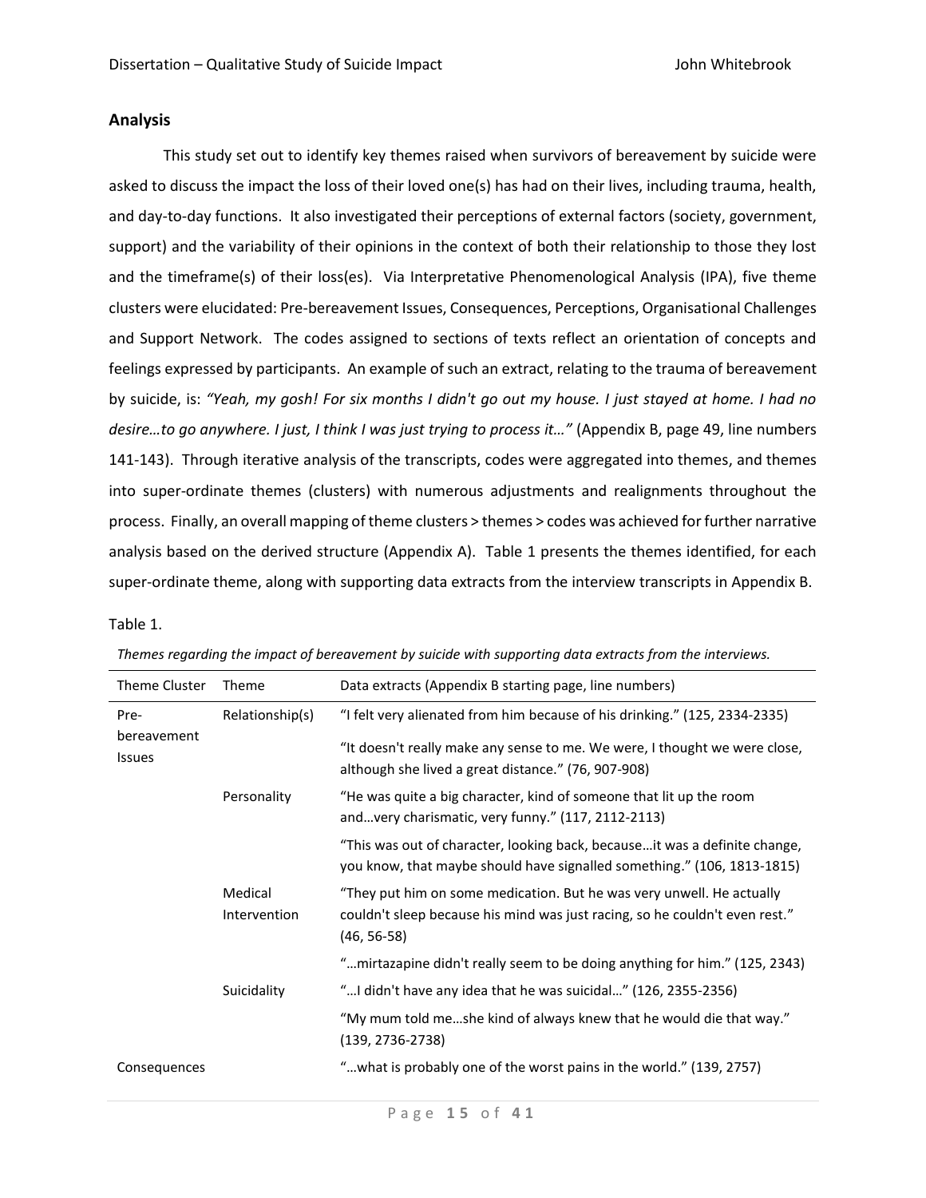## Analysis

This study set out to identify key themes raised when survivors of bereavement by suicide were asked to discuss the impact the loss of their loved one(s) has had on their lives, including trauma, health, and day-to-day functions. It also investigated their perceptions of external factors (society, government, support) and the variability of their opinions in the context of both their relationship to those they lost and the timeframe(s) of their loss(es). Via Interpretative Phenomenological Analysis (IPA), five theme clusters were elucidated: Pre-bereavement Issues, Consequences, Perceptions, Organisational Challenges and Support Network. The codes assigned to sections of texts reflect an orientation of concepts and feelings expressed by participants. An example of such an extract, relating to the trauma of bereavement by suicide, is: *"Yeah, my gosh! For six months I didn't go out my house. I just stayed at home. I had no desire…to go anywhere. I just, I think I was just trying to process it…"* (Appendix B, page 49, line numbers 141-143). Through iterative analysis of the transcripts, codes were aggregated into themes, and themes into super-ordinate themes (clusters) with numerous adjustments and realignments throughout the process. Finally, an overall mapping of theme clusters > themes > codes was achieved for further narrative analysis based on the derived structure (Appendix A). Table 1 presents the themes identified, for each super-ordinate theme, along with supporting data extracts from the interview transcripts in Appendix B.

Table 1.

*Themes regarding the impact of bereavement by suicide with supporting data extracts from the interviews.*

| Theme Cluster | Theme | Data extracts (Appendix B starting page, line numbers) |
|---|---|---|
| Pre-bereavement Issues | Relationship(s) | "I felt very alienated from him because of his drinking." (125, 2334-2335) |
| | | "It doesn't really make any sense to me. We were, I thought we were close, although she lived a great distance." (76, 907-908) |
| | Personality | "He was quite a big character, kind of someone that lit up the room and…very charismatic, very funny." (117, 2112-2113) |
| | | "This was out of character, looking back, because…it was a definite change, you know, that maybe should have signalled something." (106, 1813-1815) |
| | Medical Intervention | "They put him on some medication. But he was very unwell. He actually couldn't sleep because his mind was just racing, so he couldn't even rest." (46, 56-58) |
| | | "…mirtazapine didn't really seem to be doing anything for him." (125, 2343) |
| | Suicidality | "…I didn't have any idea that he was suicidal…" (126, 2355-2356) |
| | | "My mum told me…she kind of always knew that he would die that way." (139, 2736-2738) |
| Consequences | | "…what is probably one of the worst pains in the world." (139, 2757) |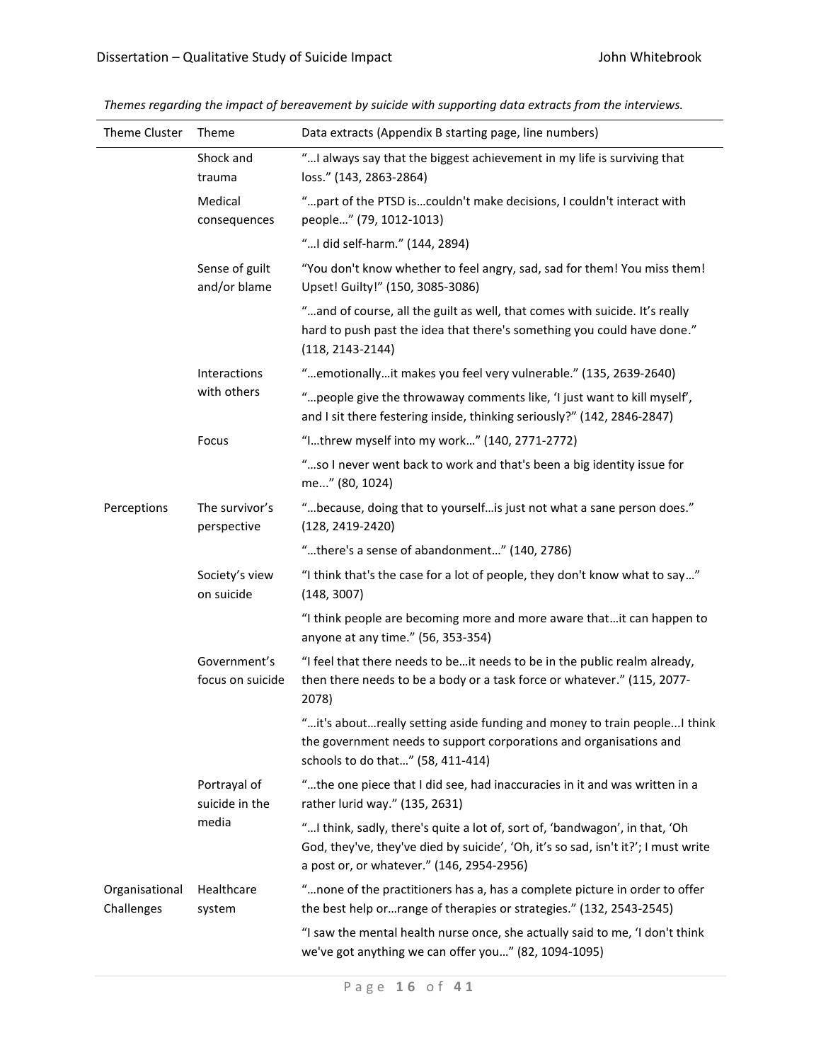*Themes regarding the impact of bereavement by suicide with supporting data extracts from the interviews.*

| Theme Cluster | Theme | Data extracts (Appendix B starting page, line numbers) |
|---|---|---|
| | Shock and trauma | "…I always say that the biggest achievement in my life is surviving that loss." (143, 2863-2864) |
| | Medical consequences | "…part of the PTSD is…couldn't make decisions, I couldn't interact with people…" (79, 1012-1013) |
| | | "…I did self-harm." (144, 2894) |
| | Sense of guilt and/or blame | "You don't know whether to feel angry, sad, sad for them! You miss them! Upset! Guilty!" (150, 3085-3086) |
| | | "…and of course, all the guilt as well, that comes with suicide. It's really hard to push past the idea that there's something you could have done." (118, 2143-2144) |
| | Interactions with others | "…emotionally…it makes you feel very vulnerable." (135, 2639-2640) |
| | | "…people give the throwaway comments like, 'I just want to kill myself', and I sit there festering inside, thinking seriously?" (142, 2846-2847) |
| | Focus | "I…threw myself into my work…" (140, 2771-2772) |
| | | "…so I never went back to work and that's been a big identity issue for me..." (80, 1024) |
| Perceptions | The survivor's perspective | "…because, doing that to yourself…is just not what a sane person does." (128, 2419-2420) |
| | | "…there's a sense of abandonment…" (140, 2786) |
| | Society's view on suicide | "I think that's the case for a lot of people, they don't know what to say…" (148, 3007) |
| | | "I think people are becoming more and more aware that…it can happen to anyone at any time." (56, 353-354) |
| | Government's focus on suicide | "I feel that there needs to be…it needs to be in the public realm already, then there needs to be a body or a task force or whatever." (115, 2077-2078) |
| | | "…it's about…really setting aside funding and money to train people...I think the government needs to support corporations and organisations and schools to do that…" (58, 411-414) |
| | Portrayal of suicide in the media | "…the one piece that I did see, had inaccuracies in it and was written in a rather lurid way." (135, 2631) |
| | | "…I think, sadly, there's quite a lot of, sort of, 'bandwagon', in that, 'Oh God, they've, they've died by suicide', 'Oh, it's so sad, isn't it?'; I must write a post or, or whatever." (146, 2954-2956) |
| Organisational Challenges | Healthcare system | "…none of the practitioners has a, has a complete picture in order to offer the best help or…range of therapies or strategies." (132, 2543-2545) |
| | | "I saw the mental health nurse once, she actually said to me, 'I don't think we've got anything we can offer you…" (82, 1094-1095) |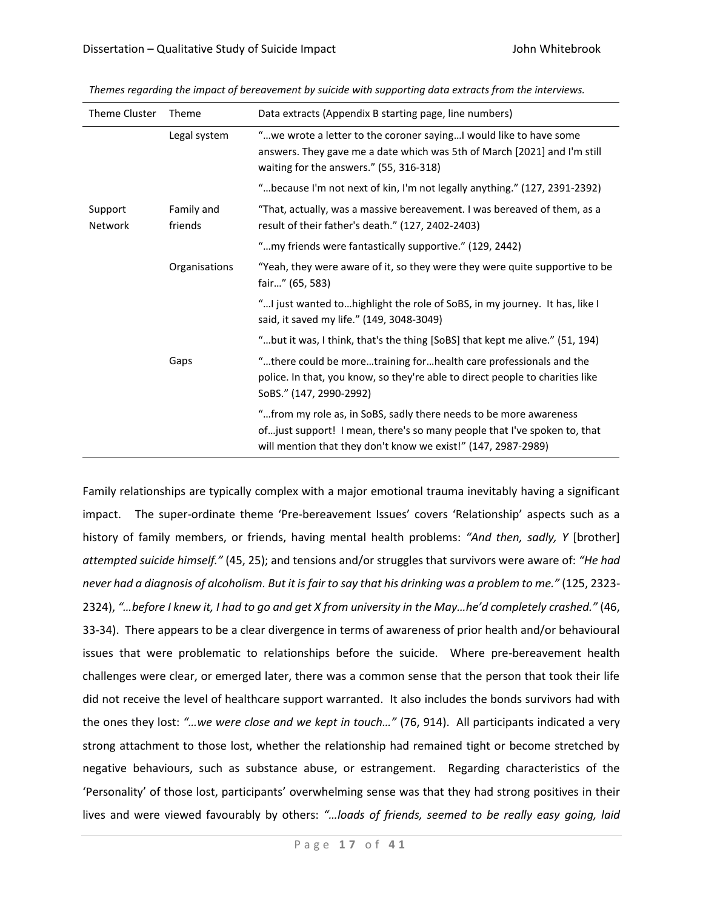*Themes regarding the impact of bereavement by suicide with supporting data extracts from the interviews.*

| Theme Cluster | Theme | Data extracts (Appendix B starting page, line numbers) |
|---|---|---|
| | Legal system | "…we wrote a letter to the coroner saying…I would like to have some answers. They gave me a date which was 5th of March [2021] and I'm still waiting for the answers." (55, 316-318) |
| | | "…because I'm not next of kin, I'm not legally anything." (127, 2391-2392) |
| Support Network | Family and friends | "That, actually, was a massive bereavement. I was bereaved of them, as a result of their father's death." (127, 2402-2403) |
| | | "…my friends were fantastically supportive." (129, 2442) |
| | Organisations | "Yeah, they were aware of it, so they were they were quite supportive to be fair…" (65, 583) |
| | | "…I just wanted to…highlight the role of SoBS, in my journey. It has, like I said, it saved my life." (149, 3048-3049) |
| | | "…but it was, I think, that's the thing [SoBS] that kept me alive." (51, 194) |
| | Gaps | "…there could be more…training for…health care professionals and the police. In that, you know, so they're able to direct people to charities like SoBS." (147, 2990-2992) |
| | | "…from my role as, in SoBS, sadly there needs to be more awareness of…just support! I mean, there's so many people that I've spoken to, that will mention that they don't know we exist!" (147, 2987-2989) |

Family relationships are typically complex with a major emotional trauma inevitably having a significant impact. The super-ordinate theme 'Pre-bereavement Issues' covers 'Relationship' aspects such as a history of family members, or friends, having mental health problems: *"And then, sadly, Y* [brother] *attempted suicide himself."* (45, 25); and tensions and/or struggles that survivors were aware of: *"He had never had a diagnosis of alcoholism. But it is fair to say that his drinking was a problem to me."* (125, 2323-2324), *"…before I knew it, I had to go and get X from university in the May…he'd completely crashed."* (46, 33-34). There appears to be a clear divergence in terms of awareness of prior health and/or behavioural issues that were problematic to relationships before the suicide. Where pre-bereavement health challenges were clear, or emerged later, there was a common sense that the person that took their life did not receive the level of healthcare support warranted. It also includes the bonds survivors had with the ones they lost: *"…we were close and we kept in touch…"* (76, 914). All participants indicated a very strong attachment to those lost, whether the relationship had remained tight or become stretched by negative behaviours, such as substance abuse, or estrangement. Regarding characteristics of the 'Personality' of those lost, participants' overwhelming sense was that they had strong positives in their lives and were viewed favourably by others: *"…loads of friends, seemed to be really easy going, laid*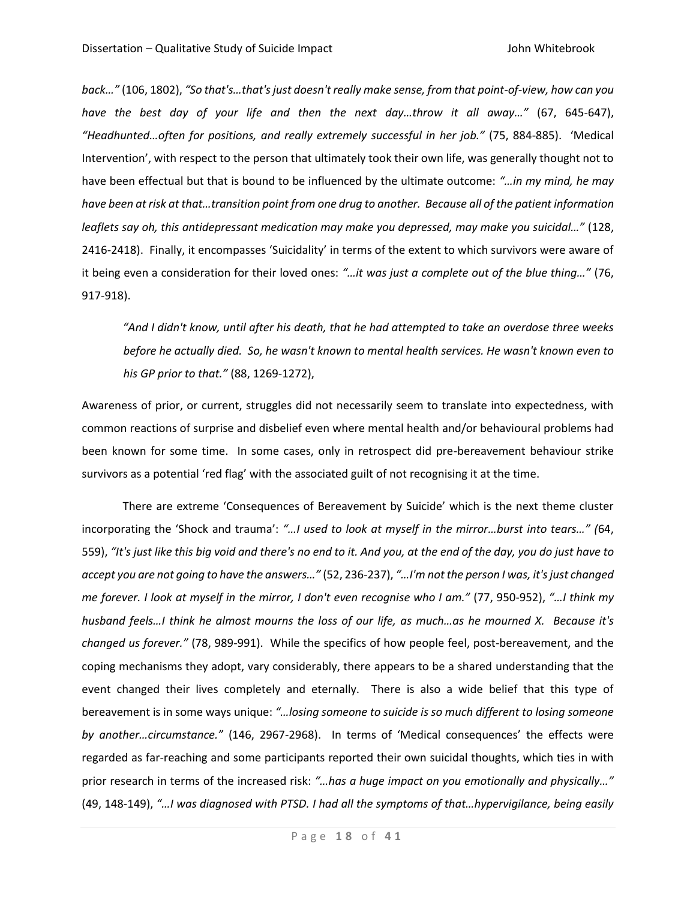*back…"* (106, 1802), *"So that's…that's just doesn't really make sense, from that point-of-view, how can you have the best day of your life and then the next day…throw it all away…"* (67, 645-647), *"Headhunted…often for positions, and really extremely successful in her job."* (75, 884-885). 'Medical Intervention', with respect to the person that ultimately took their own life, was generally thought not to have been effectual but that is bound to be influenced by the ultimate outcome: *"…in my mind, he may have been at risk at that…transition point from one drug to another. Because all of the patient information leaflets say oh, this antidepressant medication may make you depressed, may make you suicidal…"* (128, 2416-2418). Finally, it encompasses 'Suicidality' in terms of the extent to which survivors were aware of it being even a consideration for their loved ones: *"…it was just a complete out of the blue thing…"* (76, 917-918).

> *"And I didn't know, until after his death, that he had attempted to take an overdose three weeks before he actually died. So, he wasn't known to mental health services. He wasn't known even to his GP prior to that."* (88, 1269-1272),

Awareness of prior, or current, struggles did not necessarily seem to translate into expectedness, with common reactions of surprise and disbelief even where mental health and/or behavioural problems had been known for some time. In some cases, only in retrospect did pre-bereavement behaviour strike survivors as a potential 'red flag' with the associated guilt of not recognising it at the time.

There are extreme 'Consequences of Bereavement by Suicide' which is the next theme cluster incorporating the 'Shock and trauma': *"…I used to look at myself in the mirror…burst into tears…"* (64, 559), *"It's just like this big void and there's no end to it. And you, at the end of the day, you do just have to accept you are not going to have the answers…"* (52, 236-237), *"…I'm not the person I was, it's just changed me forever. I look at myself in the mirror, I don't even recognise who I am."* (77, 950-952), *"…I think my husband feels…I think he almost mourns the loss of our life, as much…as he mourned X. Because it's changed us forever."* (78, 989-991). While the specifics of how people feel, post-bereavement, and the coping mechanisms they adopt, vary considerably, there appears to be a shared understanding that the event changed their lives completely and eternally. There is also a wide belief that this type of bereavement is in some ways unique: *"…losing someone to suicide is so much different to losing someone by another…circumstance."* (146, 2967-2968). In terms of 'Medical consequences' the effects were regarded as far-reaching and some participants reported their own suicidal thoughts, which ties in with prior research in terms of the increased risk: *"…has a huge impact on you emotionally and physically…"* (49, 148-149), *"…I was diagnosed with PTSD. I had all the symptoms of that…hypervigilance, being easily*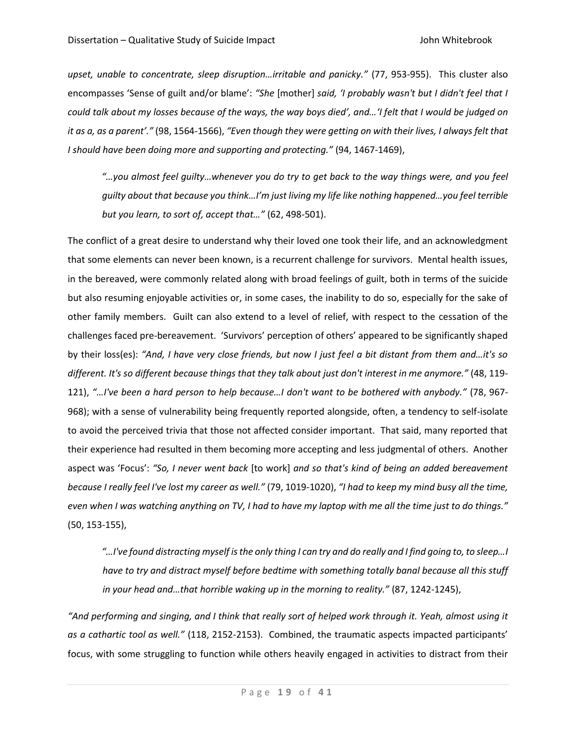*upset, unable to concentrate, sleep disruption…irritable and panicky."* (77, 953-955). This cluster also encompasses 'Sense of guilt and/or blame': *"She* [mother] *said, 'I probably wasn't but I didn't feel that I could talk about my losses because of the ways, the way boys died', and…'I felt that I would be judged on it as a, as a parent'."* (98, 1564-1566), *"Even though they were getting on with their lives, I always felt that I should have been doing more and supporting and protecting."* (94, 1467-1469),

> *"…you almost feel guilty…whenever you do try to get back to the way things were, and you feel guilty about that because you think…I'm just living my life like nothing happened…you feel terrible but you learn, to sort of, accept that…"* (62, 498-501).

The conflict of a great desire to understand why their loved one took their life, and an acknowledgment that some elements can never been known, is a recurrent challenge for survivors. Mental health issues, in the bereaved, were commonly related along with broad feelings of guilt, both in terms of the suicide but also resuming enjoyable activities or, in some cases, the inability to do so, especially for the sake of other family members. Guilt can also extend to a level of relief, with respect to the cessation of the challenges faced pre-bereavement. 'Survivors' perception of others' appeared to be significantly shaped by their loss(es): *"And, I have very close friends, but now I just feel a bit distant from them and…it's so different. It's so different because things that they talk about just don't interest in me anymore."* (48, 119-121), *"…I've been a hard person to help because…I don't want to be bothered with anybody."* (78, 967-968); with a sense of vulnerability being frequently reported alongside, often, a tendency to self-isolate to avoid the perceived trivia that those not affected consider important. That said, many reported that their experience had resulted in them becoming more accepting and less judgmental of others. Another aspect was 'Focus': *"So, I never went back* [to work] *and so that's kind of being an added bereavement because I really feel I've lost my career as well."* (79, 1019-1020), *"I had to keep my mind busy all the time, even when I was watching anything on TV, I had to have my laptop with me all the time just to do things."* (50, 153-155),

> *"…I've found distracting myself is the only thing I can try and do really and I find going to, to sleep…I have to try and distract myself before bedtime with something totally banal because all this stuff in your head and…that horrible waking up in the morning to reality."* (87, 1242-1245),

*"And performing and singing, and I think that really sort of helped work through it. Yeah, almost using it as a cathartic tool as well."* (118, 2152-2153). Combined, the traumatic aspects impacted participants' focus, with some struggling to function while others heavily engaged in activities to distract from their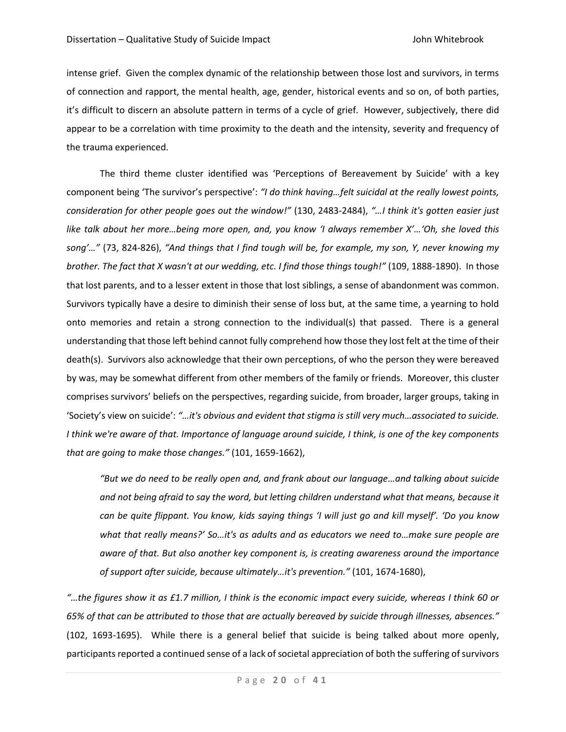intense grief. Given the complex dynamic of the relationship between those lost and survivors, in terms of connection and rapport, the mental health, age, gender, historical events and so on, of both parties, it's difficult to discern an absolute pattern in terms of a cycle of grief. However, subjectively, there did appear to be a correlation with time proximity to the death and the intensity, severity and frequency of the trauma experienced.

The third theme cluster identified was 'Perceptions of Bereavement by Suicide' with a key component being 'The survivor's perspective': *"I do think having…felt suicidal at the really lowest points, consideration for other people goes out the window!"* (130, 2483-2484), *"…I think it's gotten easier just like talk about her more…being more open, and, you know 'I always remember X'…'Oh, she loved this song'…"* (73, 824-826), *"And things that I find tough will be, for example, my son, Y, never knowing my brother. The fact that X wasn't at our wedding, etc. I find those things tough!"* (109, 1888-1890). In those that lost parents, and to a lesser extent in those that lost siblings, a sense of abandonment was common. Survivors typically have a desire to diminish their sense of loss but, at the same time, a yearning to hold onto memories and retain a strong connection to the individual(s) that passed. There is a general understanding that those left behind cannot fully comprehend how those they lost felt at the time of their death(s). Survivors also acknowledge that their own perceptions, of who the person they were bereaved by was, may be somewhat different from other members of the family or friends. Moreover, this cluster comprises survivors' beliefs on the perspectives, regarding suicide, from broader, larger groups, taking in 'Society's view on suicide': *"…it's obvious and evident that stigma is still very much…associated to suicide. I think we're aware of that. Importance of language around suicide, I think, is one of the key components that are going to make those changes."* (101, 1659-1662),

> *"But we do need to be really open and, and frank about our language…and talking about suicide and not being afraid to say the word, but letting children understand what that means, because it can be quite flippant. You know, kids saying things 'I will just go and kill myself'. 'Do you know what that really means?' So…it's as adults and as educators we need to…make sure people are aware of that. But also another key component is, is creating awareness around the importance of support after suicide, because ultimately…it's prevention."* (101, 1674-1680),

*"…the figures show it as £1.7 million, I think is the economic impact every suicide, whereas I think 60 or 65% of that can be attributed to those that are actually bereaved by suicide through illnesses, absences."* (102, 1693-1695). While there is a general belief that suicide is being talked about more openly, participants reported a continued sense of a lack of societal appreciation of both the suffering of survivors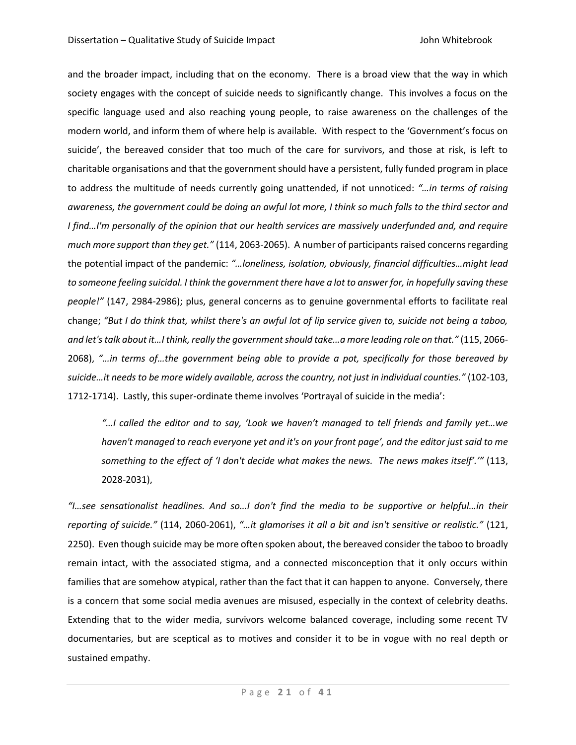and the broader impact, including that on the economy. There is a broad view that the way in which society engages with the concept of suicide needs to significantly change. This involves a focus on the specific language used and also reaching young people, to raise awareness on the challenges of the modern world, and inform them of where help is available. With respect to the 'Government's focus on suicide', the bereaved consider that too much of the care for survivors, and those at risk, is left to charitable organisations and that the government should have a persistent, fully funded program in place to address the multitude of needs currently going unattended, if not unnoticed: *"…in terms of raising awareness, the government could be doing an awful lot more, I think so much falls to the third sector and I find…I'm personally of the opinion that our health services are massively underfunded and, and require much more support than they get."* (114, 2063-2065). A number of participants raised concerns regarding the potential impact of the pandemic: *"…loneliness, isolation, obviously, financial difficulties…might lead to someone feeling suicidal. I think the government there have a lot to answer for, in hopefully saving these people!"* (147, 2984-2986); plus, general concerns as to genuine governmental efforts to facilitate real change; *"But I do think that, whilst there's an awful lot of lip service given to, suicide not being a taboo, and let's talk about it…I think, really the government should take…a more leading role on that."* (115, 2066-2068), *"…in terms of…the government being able to provide a pot, specifically for those bereaved by suicide…it needs to be more widely available, across the country, not just in individual counties."* (102-103, 1712-1714). Lastly, this super-ordinate theme involves 'Portrayal of suicide in the media':

> *"…I called the editor and to say, 'Look we haven't managed to tell friends and family yet…we haven't managed to reach everyone yet and it's on your front page', and the editor just said to me something to the effect of 'I don't decide what makes the news. The news makes itself'.'"* (113, 2028-2031),

*"I…see sensationalist headlines. And so…I don't find the media to be supportive or helpful…in their reporting of suicide."* (114, 2060-2061), *"…it glamorises it all a bit and isn't sensitive or realistic."* (121, 2250). Even though suicide may be more often spoken about, the bereaved consider the taboo to broadly remain intact, with the associated stigma, and a connected misconception that it only occurs within families that are somehow atypical, rather than the fact that it can happen to anyone. Conversely, there is a concern that some social media avenues are misused, especially in the context of celebrity deaths. Extending that to the wider media, survivors welcome balanced coverage, including some recent TV documentaries, but are sceptical as to motives and consider it to be in vogue with no real depth or sustained empathy.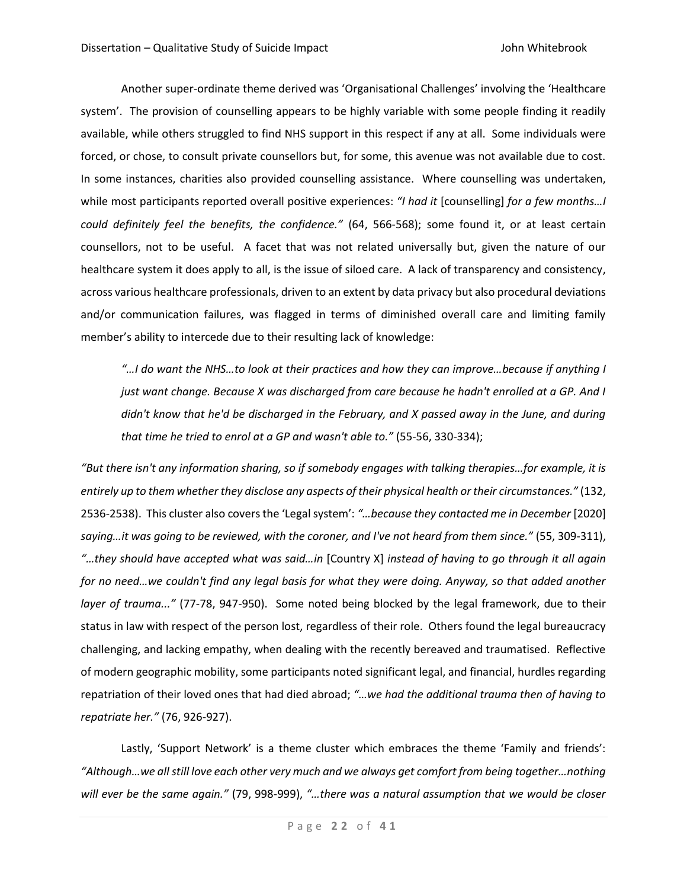Another super-ordinate theme derived was 'Organisational Challenges' involving the 'Healthcare system'. The provision of counselling appears to be highly variable with some people finding it readily available, while others struggled to find NHS support in this respect if any at all. Some individuals were forced, or chose, to consult private counsellors but, for some, this avenue was not available due to cost. In some instances, charities also provided counselling assistance. Where counselling was undertaken, while most participants reported overall positive experiences: *"I had it* [counselling] *for a few months…I could definitely feel the benefits, the confidence."* (64, 566-568); some found it, or at least certain counsellors, not to be useful. A facet that was not related universally but, given the nature of our healthcare system it does apply to all, is the issue of siloed care. A lack of transparency and consistency, across various healthcare professionals, driven to an extent by data privacy but also procedural deviations and/or communication failures, was flagged in terms of diminished overall care and limiting family member's ability to intercede due to their resulting lack of knowledge:

> *"…I do want the NHS…to look at their practices and how they can improve…because if anything I just want change. Because X was discharged from care because he hadn't enrolled at a GP. And I didn't know that he'd be discharged in the February, and X passed away in the June, and during that time he tried to enrol at a GP and wasn't able to."* (55-56, 330-334);

*"But there isn't any information sharing, so if somebody engages with talking therapies…for example, it is entirely up to them whether they disclose any aspects of their physical health or their circumstances."* (132, 2536-2538). This cluster also covers the 'Legal system': *"…because they contacted me in December* [2020] *saying…it was going to be reviewed, with the coroner, and I've not heard from them since."* (55, 309-311), *"…they should have accepted what was said…in* [Country X] *instead of having to go through it all again for no need…we couldn't find any legal basis for what they were doing. Anyway, so that added another layer of trauma..."* (77-78, 947-950). Some noted being blocked by the legal framework, due to their status in law with respect of the person lost, regardless of their role. Others found the legal bureaucracy challenging, and lacking empathy, when dealing with the recently bereaved and traumatised. Reflective of modern geographic mobility, some participants noted significant legal, and financial, hurdles regarding repatriation of their loved ones that had died abroad; *"…we had the additional trauma then of having to repatriate her."* (76, 926-927).

Lastly, 'Support Network' is a theme cluster which embraces the theme 'Family and friends': *"Although…we all still love each other very much and we always get comfort from being together…nothing will ever be the same again."* (79, 998-999), *"…there was a natural assumption that we would be closer*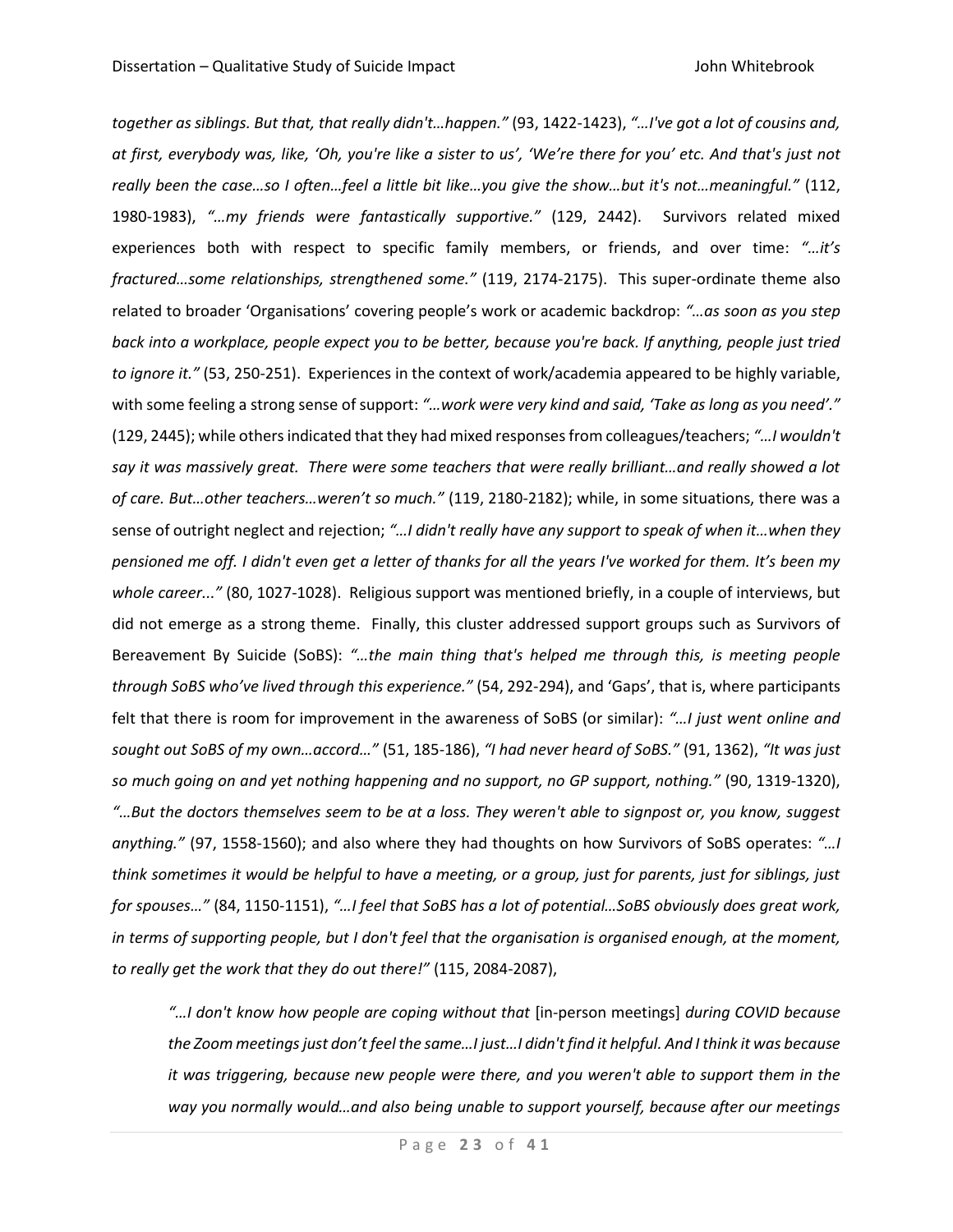*together as siblings. But that, that really didn't…happen."* (93, 1422-1423), *"…I've got a lot of cousins and, at first, everybody was, like, 'Oh, you're like a sister to us', 'We're there for you' etc. And that's just not really been the case…so I often…feel a little bit like…you give the show…but it's not…meaningful."* (112, 1980-1983), *"…my friends were fantastically supportive."* (129, 2442). Survivors related mixed experiences both with respect to specific family members, or friends, and over time: *"…it's fractured…some relationships, strengthened some."* (119, 2174-2175). This super-ordinate theme also related to broader 'Organisations' covering people's work or academic backdrop: *"…as soon as you step back into a workplace, people expect you to be better, because you're back. If anything, people just tried to ignore it."* (53, 250-251). Experiences in the context of work/academia appeared to be highly variable, with some feeling a strong sense of support: *"…work were very kind and said, 'Take as long as you need'."* (129, 2445); while others indicated that they had mixed responses from colleagues/teachers; *"…I wouldn't say it was massively great. There were some teachers that were really brilliant…and really showed a lot of care. But…other teachers…weren't so much."* (119, 2180-2182); while, in some situations, there was a sense of outright neglect and rejection; *"…I didn't really have any support to speak of when it…when they pensioned me off. I didn't even get a letter of thanks for all the years I've worked for them. It's been my whole career..."* (80, 1027-1028). Religious support was mentioned briefly, in a couple of interviews, but did not emerge as a strong theme. Finally, this cluster addressed support groups such as Survivors of Bereavement By Suicide (SoBS): *"…the main thing that's helped me through this, is meeting people through SoBS who've lived through this experience."* (54, 292-294), and 'Gaps', that is, where participants felt that there is room for improvement in the awareness of SoBS (or similar): *"…I just went online and sought out SoBS of my own…accord…"* (51, 185-186), *"I had never heard of SoBS."* (91, 1362), *"It was just so much going on and yet nothing happening and no support, no GP support, nothing."* (90, 1319-1320), *"…But the doctors themselves seem to be at a loss. They weren't able to signpost or, you know, suggest anything."* (97, 1558-1560); and also where they had thoughts on how Survivors of SoBS operates: *"…I think sometimes it would be helpful to have a meeting, or a group, just for parents, just for siblings, just for spouses…"* (84, 1150-1151), *"…I feel that SoBS has a lot of potential…SoBS obviously does great work, in terms of supporting people, but I don't feel that the organisation is organised enough, at the moment, to really get the work that they do out there!"* (115, 2084-2087),

> *"…I don't know how people are coping without that* [in-person meetings] *during COVID because the Zoom meetings just don't feel the same…I just…I didn't find it helpful. And I think it was because it was triggering, because new people were there, and you weren't able to support them in the way you normally would…and also being unable to support yourself, because after our meetings*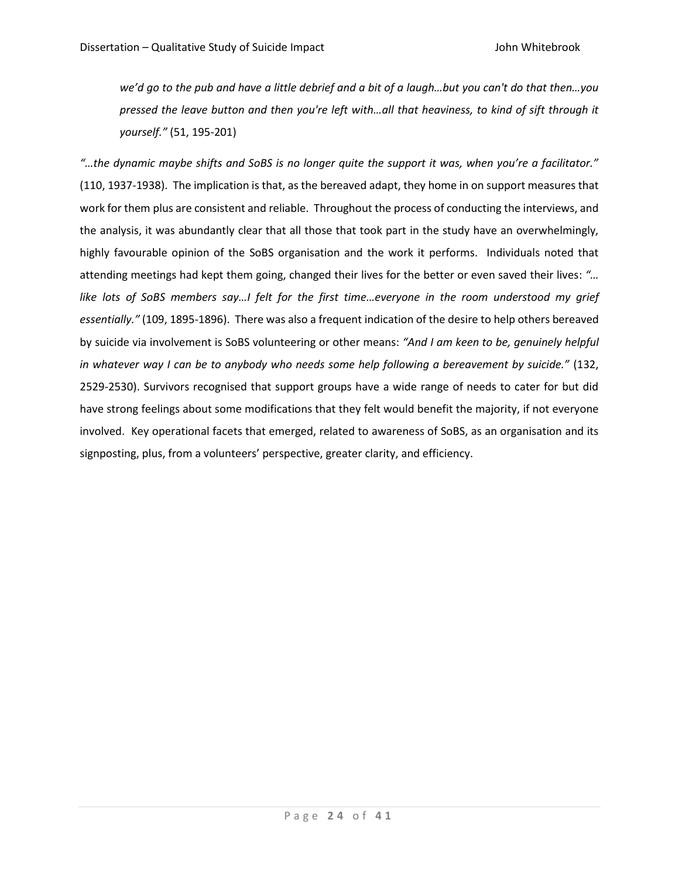> *we'd go to the pub and have a little debrief and a bit of a laugh…but you can't do that then…you pressed the leave button and then you're left with…all that heaviness, to kind of sift through it yourself."* (51, 195-201)

*"…the dynamic maybe shifts and SoBS is no longer quite the support it was, when you're a facilitator."* (110, 1937-1938). The implication is that, as the bereaved adapt, they home in on support measures that work for them plus are consistent and reliable. Throughout the process of conducting the interviews, and the analysis, it was abundantly clear that all those that took part in the study have an overwhelmingly, highly favourable opinion of the SoBS organisation and the work it performs. Individuals noted that attending meetings had kept them going, changed their lives for the better or even saved their lives: *"… like lots of SoBS members say…I felt for the first time…everyone in the room understood my grief essentially."* (109, 1895-1896). There was also a frequent indication of the desire to help others bereaved by suicide via involvement is SoBS volunteering or other means: *"And I am keen to be, genuinely helpful in whatever way I can be to anybody who needs some help following a bereavement by suicide."* (132, 2529-2530). Survivors recognised that support groups have a wide range of needs to cater for but did have strong feelings about some modifications that they felt would benefit the majority, if not everyone involved. Key operational facets that emerged, related to awareness of SoBS, as an organisation and its signposting, plus, from a volunteers' perspective, greater clarity, and efficiency.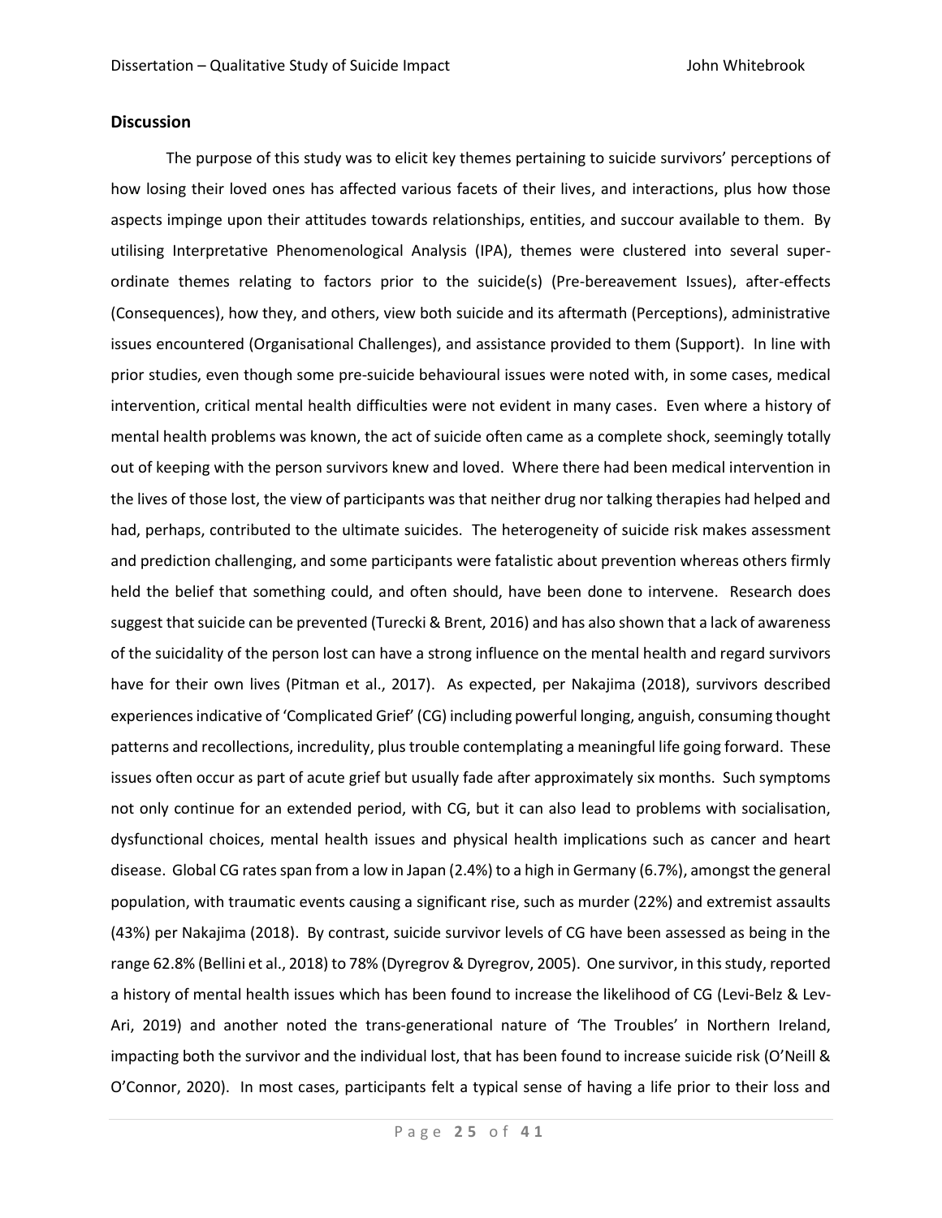## Discussion

The purpose of this study was to elicit key themes pertaining to suicide survivors' perceptions of how losing their loved ones has affected various facets of their lives, and interactions, plus how those aspects impinge upon their attitudes towards relationships, entities, and succour available to them. By utilising Interpretative Phenomenological Analysis (IPA), themes were clustered into several super-ordinate themes relating to factors prior to the suicide(s) (Pre-bereavement Issues), after-effects (Consequences), how they, and others, view both suicide and its aftermath (Perceptions), administrative issues encountered (Organisational Challenges), and assistance provided to them (Support). In line with prior studies, even though some pre-suicide behavioural issues were noted with, in some cases, medical intervention, critical mental health difficulties were not evident in many cases. Even where a history of mental health problems was known, the act of suicide often came as a complete shock, seemingly totally out of keeping with the person survivors knew and loved. Where there had been medical intervention in the lives of those lost, the view of participants was that neither drug nor talking therapies had helped and had, perhaps, contributed to the ultimate suicides. The heterogeneity of suicide risk makes assessment and prediction challenging, and some participants were fatalistic about prevention whereas others firmly held the belief that something could, and often should, have been done to intervene. Research does suggest that suicide can be prevented (Turecki & Brent, 2016) and has also shown that a lack of awareness of the suicidality of the person lost can have a strong influence on the mental health and regard survivors have for their own lives (Pitman et al., 2017). As expected, per Nakajima (2018), survivors described experiences indicative of 'Complicated Grief' (CG) including powerful longing, anguish, consuming thought patterns and recollections, incredulity, plus trouble contemplating a meaningful life going forward. These issues often occur as part of acute grief but usually fade after approximately six months. Such symptoms not only continue for an extended period, with CG, but it can also lead to problems with socialisation, dysfunctional choices, mental health issues and physical health implications such as cancer and heart disease. Global CG rates span from a low in Japan (2.4%) to a high in Germany (6.7%), amongst the general population, with traumatic events causing a significant rise, such as murder (22%) and extremist assaults (43%) per Nakajima (2018). By contrast, suicide survivor levels of CG have been assessed as being in the range 62.8% (Bellini et al., 2018) to 78% (Dyregrov & Dyregrov, 2005). One survivor, in this study, reported a history of mental health issues which has been found to increase the likelihood of CG (Levi-Belz & Lev-Ari, 2019) and another noted the trans-generational nature of 'The Troubles' in Northern Ireland, impacting both the survivor and the individual lost, that has been found to increase suicide risk (O'Neill & O'Connor, 2020). In most cases, participants felt a typical sense of having a life prior to their loss and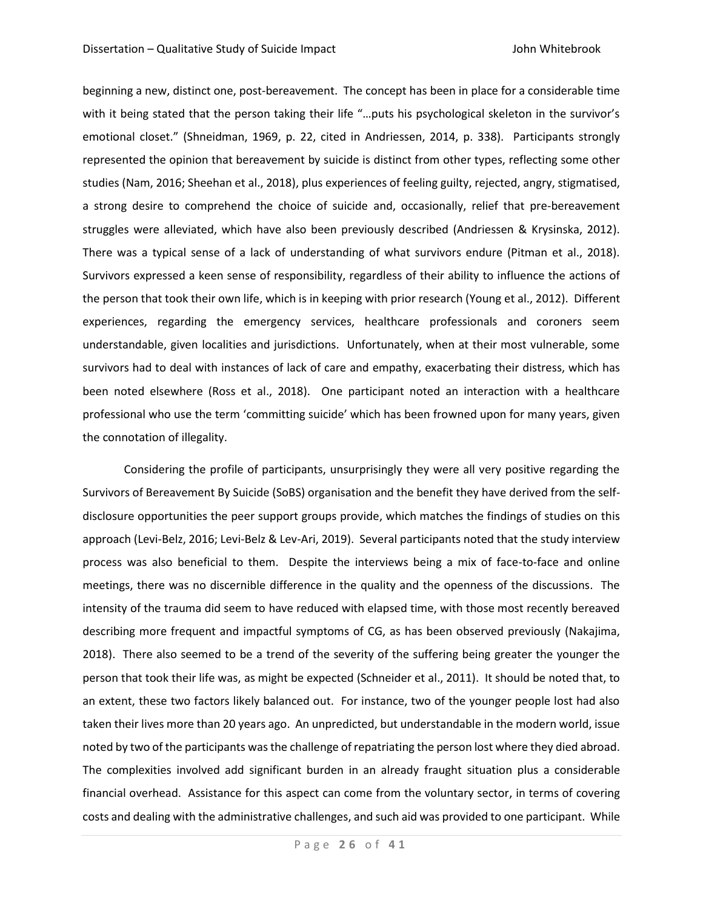beginning a new, distinct one, post-bereavement. The concept has been in place for a considerable time with it being stated that the person taking their life "…puts his psychological skeleton in the survivor's emotional closet." (Shneidman, 1969, p. 22, cited in Andriessen, 2014, p. 338). Participants strongly represented the opinion that bereavement by suicide is distinct from other types, reflecting some other studies (Nam, 2016; Sheehan et al., 2018), plus experiences of feeling guilty, rejected, angry, stigmatised, a strong desire to comprehend the choice of suicide and, occasionally, relief that pre-bereavement struggles were alleviated, which have also been previously described (Andriessen & Krysinska, 2012). There was a typical sense of a lack of understanding of what survivors endure (Pitman et al., 2018). Survivors expressed a keen sense of responsibility, regardless of their ability to influence the actions of the person that took their own life, which is in keeping with prior research (Young et al., 2012). Different experiences, regarding the emergency services, healthcare professionals and coroners seem understandable, given localities and jurisdictions. Unfortunately, when at their most vulnerable, some survivors had to deal with instances of lack of care and empathy, exacerbating their distress, which has been noted elsewhere (Ross et al., 2018). One participant noted an interaction with a healthcare professional who use the term 'committing suicide' which has been frowned upon for many years, given the connotation of illegality.

Considering the profile of participants, unsurprisingly they were all very positive regarding the Survivors of Bereavement By Suicide (SoBS) organisation and the benefit they have derived from the self-disclosure opportunities the peer support groups provide, which matches the findings of studies on this approach (Levi-Belz, 2016; Levi-Belz & Lev-Ari, 2019). Several participants noted that the study interview process was also beneficial to them. Despite the interviews being a mix of face-to-face and online meetings, there was no discernible difference in the quality and the openness of the discussions. The intensity of the trauma did seem to have reduced with elapsed time, with those most recently bereaved describing more frequent and impactful symptoms of CG, as has been observed previously (Nakajima, 2018). There also seemed to be a trend of the severity of the suffering being greater the younger the person that took their life was, as might be expected (Schneider et al., 2011). It should be noted that, to an extent, these two factors likely balanced out. For instance, two of the younger people lost had also taken their lives more than 20 years ago. An unpredicted, but understandable in the modern world, issue noted by two of the participants was the challenge of repatriating the person lost where they died abroad. The complexities involved add significant burden in an already fraught situation plus a considerable financial overhead. Assistance for this aspect can come from the voluntary sector, in terms of covering costs and dealing with the administrative challenges, and such aid was provided to one participant. While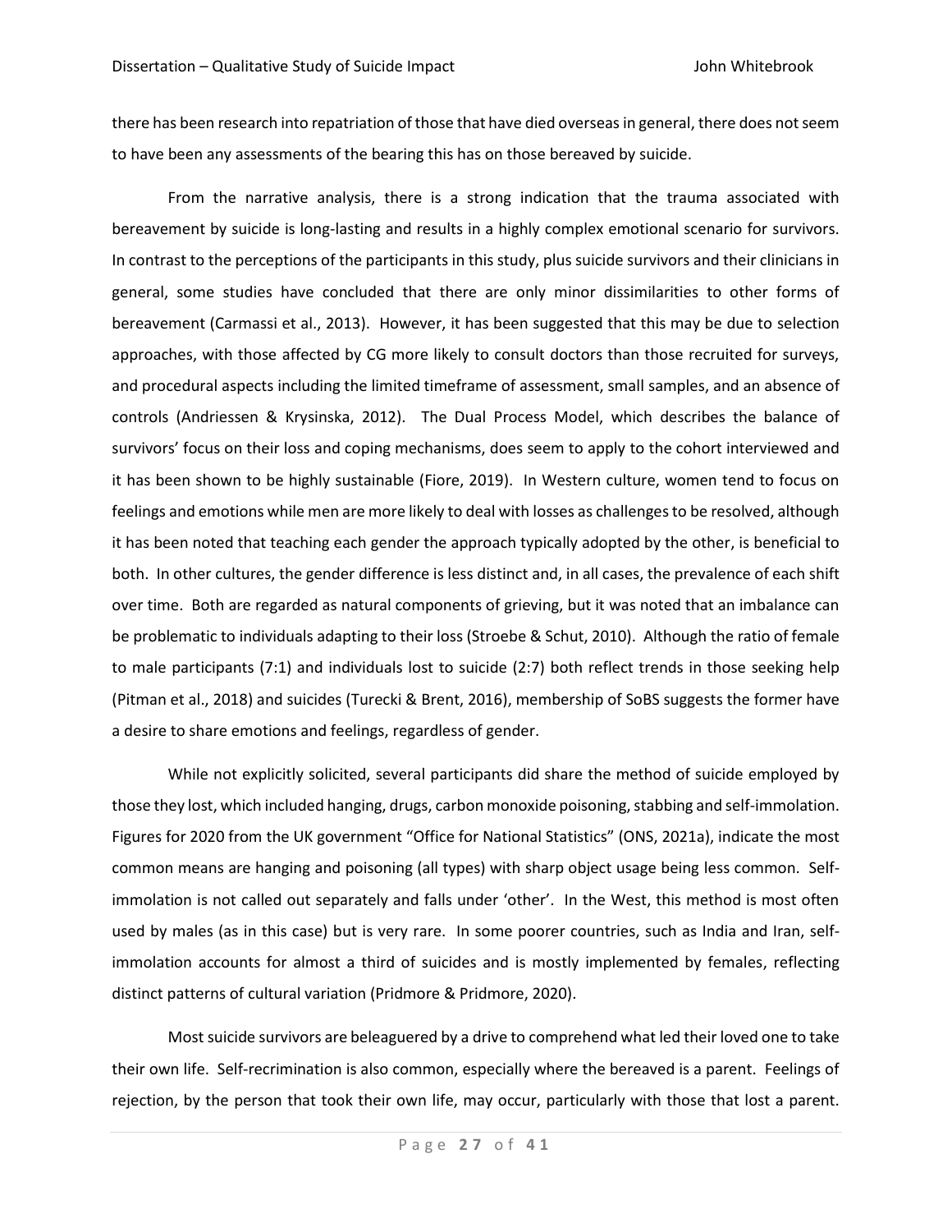there has been research into repatriation of those that have died overseas in general, there does not seem to have been any assessments of the bearing this has on those bereaved by suicide.

From the narrative analysis, there is a strong indication that the trauma associated with bereavement by suicide is long-lasting and results in a highly complex emotional scenario for survivors. In contrast to the perceptions of the participants in this study, plus suicide survivors and their clinicians in general, some studies have concluded that there are only minor dissimilarities to other forms of bereavement (Carmassi et al., 2013). However, it has been suggested that this may be due to selection approaches, with those affected by CG more likely to consult doctors than those recruited for surveys, and procedural aspects including the limited timeframe of assessment, small samples, and an absence of controls (Andriessen & Krysinska, 2012). The Dual Process Model, which describes the balance of survivors' focus on their loss and coping mechanisms, does seem to apply to the cohort interviewed and it has been shown to be highly sustainable (Fiore, 2019). In Western culture, women tend to focus on feelings and emotions while men are more likely to deal with losses as challenges to be resolved, although it has been noted that teaching each gender the approach typically adopted by the other, is beneficial to both. In other cultures, the gender difference is less distinct and, in all cases, the prevalence of each shift over time. Both are regarded as natural components of grieving, but it was noted that an imbalance can be problematic to individuals adapting to their loss (Stroebe & Schut, 2010). Although the ratio of female to male participants (7:1) and individuals lost to suicide (2:7) both reflect trends in those seeking help (Pitman et al., 2018) and suicides (Turecki & Brent, 2016), membership of SoBS suggests the former have a desire to share emotions and feelings, regardless of gender.

While not explicitly solicited, several participants did share the method of suicide employed by those they lost, which included hanging, drugs, carbon monoxide poisoning, stabbing and self-immolation. Figures for 2020 from the UK government "Office for National Statistics" (ONS, 2021a), indicate the most common means are hanging and poisoning (all types) with sharp object usage being less common. Self-immolation is not called out separately and falls under 'other'. In the West, this method is most often used by males (as in this case) but is very rare. In some poorer countries, such as India and Iran, self-immolation accounts for almost a third of suicides and is mostly implemented by females, reflecting distinct patterns of cultural variation (Pridmore & Pridmore, 2020).

Most suicide survivors are beleaguered by a drive to comprehend what led their loved one to take their own life. Self-recrimination is also common, especially where the bereaved is a parent. Feelings of rejection, by the person that took their own life, may occur, particularly with those that lost a parent.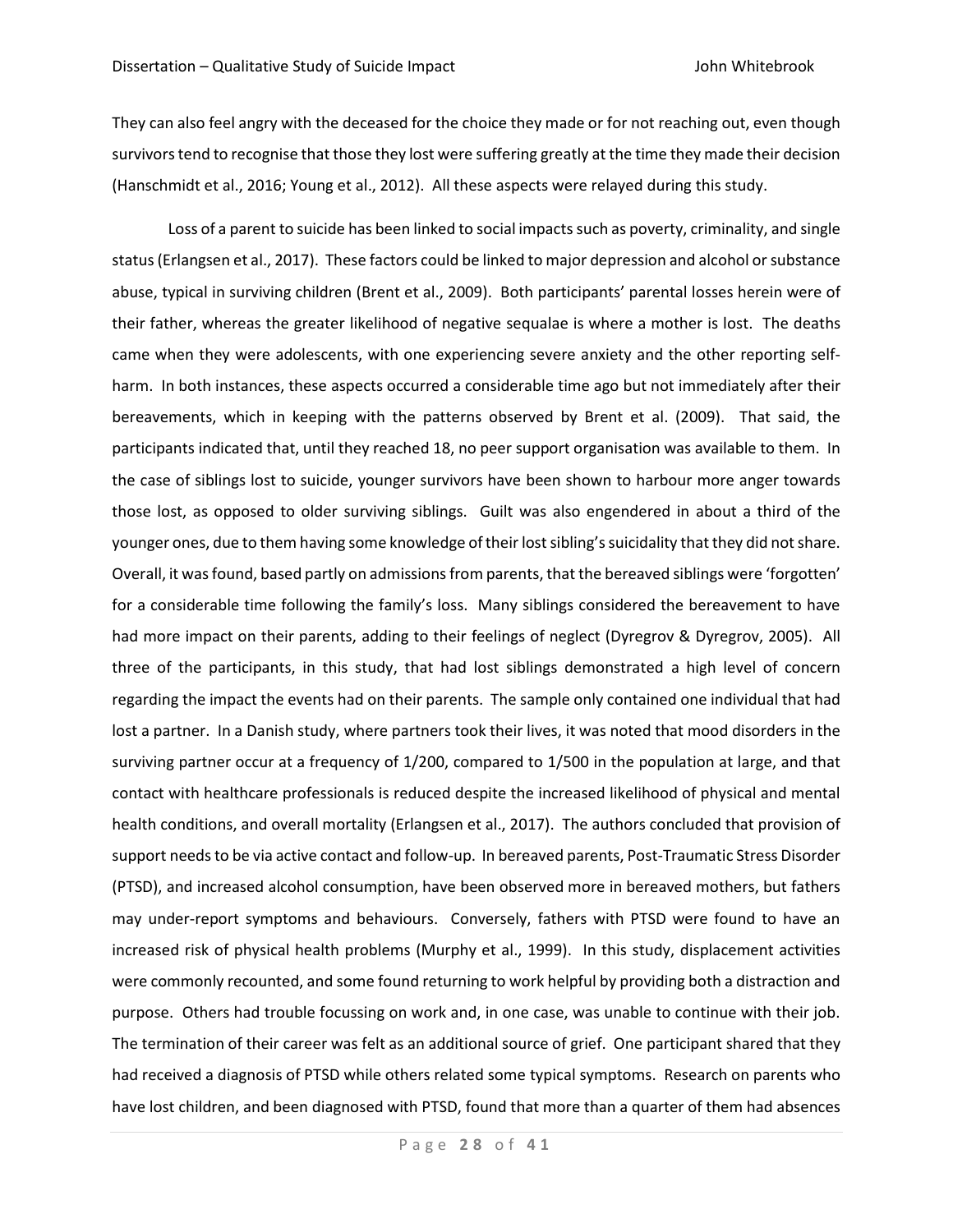They can also feel angry with the deceased for the choice they made or for not reaching out, even though survivors tend to recognise that those they lost were suffering greatly at the time they made their decision (Hanschmidt et al., 2016; Young et al., 2012). All these aspects were relayed during this study.

Loss of a parent to suicide has been linked to social impacts such as poverty, criminality, and single status (Erlangsen et al., 2017). These factors could be linked to major depression and alcohol or substance abuse, typical in surviving children (Brent et al., 2009). Both participants' parental losses herein were of their father, whereas the greater likelihood of negative sequalae is where a mother is lost. The deaths came when they were adolescents, with one experiencing severe anxiety and the other reporting self-harm. In both instances, these aspects occurred a considerable time ago but not immediately after their bereavements, which in keeping with the patterns observed by Brent et al. (2009). That said, the participants indicated that, until they reached 18, no peer support organisation was available to them. In the case of siblings lost to suicide, younger survivors have been shown to harbour more anger towards those lost, as opposed to older surviving siblings. Guilt was also engendered in about a third of the younger ones, due to them having some knowledge of their lost sibling's suicidality that they did not share. Overall, it was found, based partly on admissions from parents, that the bereaved siblings were 'forgotten' for a considerable time following the family's loss. Many siblings considered the bereavement to have had more impact on their parents, adding to their feelings of neglect (Dyregrov & Dyregrov, 2005). All three of the participants, in this study, that had lost siblings demonstrated a high level of concern regarding the impact the events had on their parents. The sample only contained one individual that had lost a partner. In a Danish study, where partners took their lives, it was noted that mood disorders in the surviving partner occur at a frequency of 1/200, compared to 1/500 in the population at large, and that contact with healthcare professionals is reduced despite the increased likelihood of physical and mental health conditions, and overall mortality (Erlangsen et al., 2017). The authors concluded that provision of support needs to be via active contact and follow-up. In bereaved parents, Post-Traumatic Stress Disorder (PTSD), and increased alcohol consumption, have been observed more in bereaved mothers, but fathers may under-report symptoms and behaviours. Conversely, fathers with PTSD were found to have an increased risk of physical health problems (Murphy et al., 1999). In this study, displacement activities were commonly recounted, and some found returning to work helpful by providing both a distraction and purpose. Others had trouble focussing on work and, in one case, was unable to continue with their job. The termination of their career was felt as an additional source of grief. One participant shared that they had received a diagnosis of PTSD while others related some typical symptoms. Research on parents who have lost children, and been diagnosed with PTSD, found that more than a quarter of them had absences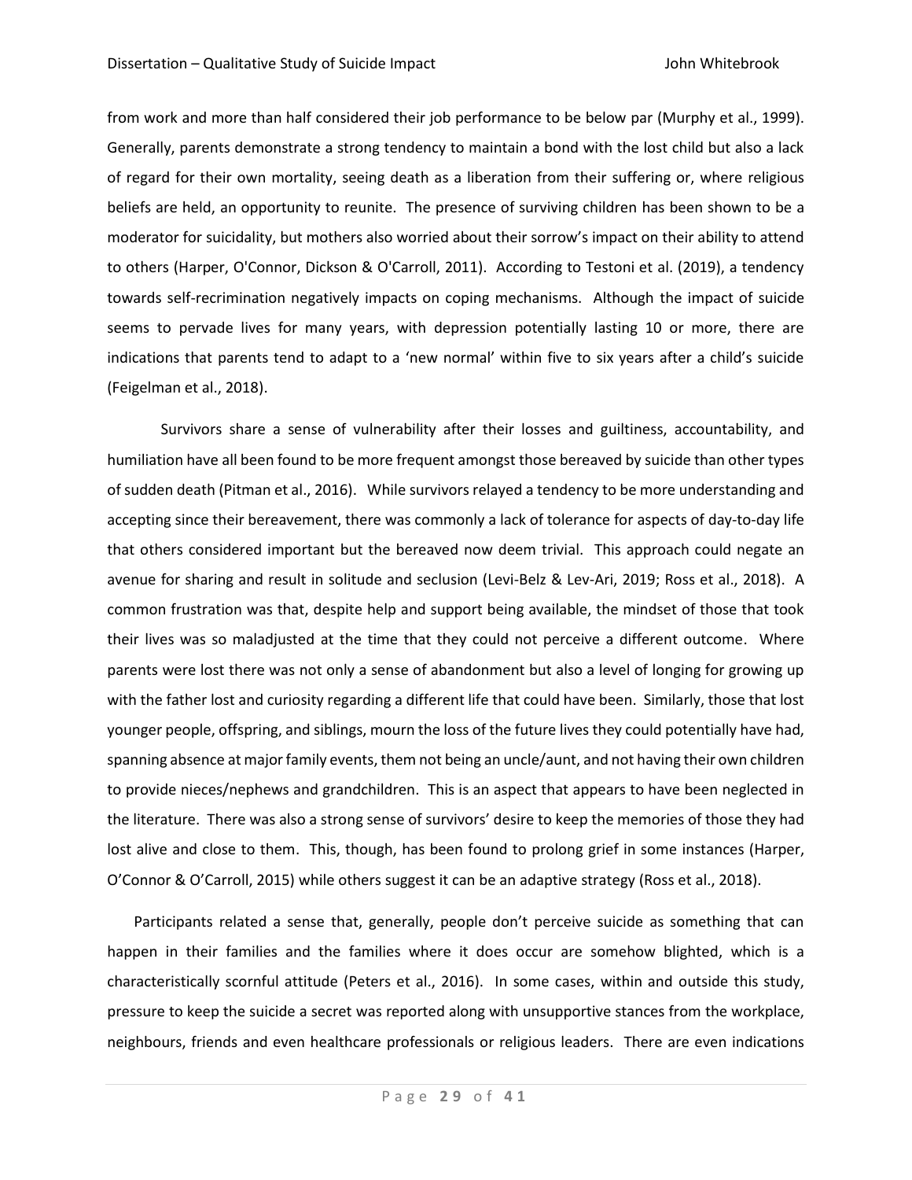from work and more than half considered their job performance to be below par (Murphy et al., 1999). Generally, parents demonstrate a strong tendency to maintain a bond with the lost child but also a lack of regard for their own mortality, seeing death as a liberation from their suffering or, where religious beliefs are held, an opportunity to reunite. The presence of surviving children has been shown to be a moderator for suicidality, but mothers also worried about their sorrow's impact on their ability to attend to others (Harper, O'Connor, Dickson & O'Carroll, 2011). According to Testoni et al. (2019), a tendency towards self-recrimination negatively impacts on coping mechanisms. Although the impact of suicide seems to pervade lives for many years, with depression potentially lasting 10 or more, there are indications that parents tend to adapt to a 'new normal' within five to six years after a child's suicide (Feigelman et al., 2018).

Survivors share a sense of vulnerability after their losses and guiltiness, accountability, and humiliation have all been found to be more frequent amongst those bereaved by suicide than other types of sudden death (Pitman et al., 2016). While survivors relayed a tendency to be more understanding and accepting since their bereavement, there was commonly a lack of tolerance for aspects of day-to-day life that others considered important but the bereaved now deem trivial. This approach could negate an avenue for sharing and result in solitude and seclusion (Levi-Belz & Lev-Ari, 2019; Ross et al., 2018). A common frustration was that, despite help and support being available, the mindset of those that took their lives was so maladjusted at the time that they could not perceive a different outcome. Where parents were lost there was not only a sense of abandonment but also a level of longing for growing up with the father lost and curiosity regarding a different life that could have been. Similarly, those that lost younger people, offspring, and siblings, mourn the loss of the future lives they could potentially have had, spanning absence at major family events, them not being an uncle/aunt, and not having their own children to provide nieces/nephews and grandchildren. This is an aspect that appears to have been neglected in the literature. There was also a strong sense of survivors' desire to keep the memories of those they had lost alive and close to them. This, though, has been found to prolong grief in some instances (Harper, O'Connor & O'Carroll, 2015) while others suggest it can be an adaptive strategy (Ross et al., 2018).

Participants related a sense that, generally, people don't perceive suicide as something that can happen in their families and the families where it does occur are somehow blighted, which is a characteristically scornful attitude (Peters et al., 2016). In some cases, within and outside this study, pressure to keep the suicide a secret was reported along with unsupportive stances from the workplace, neighbours, friends and even healthcare professionals or religious leaders. There are even indications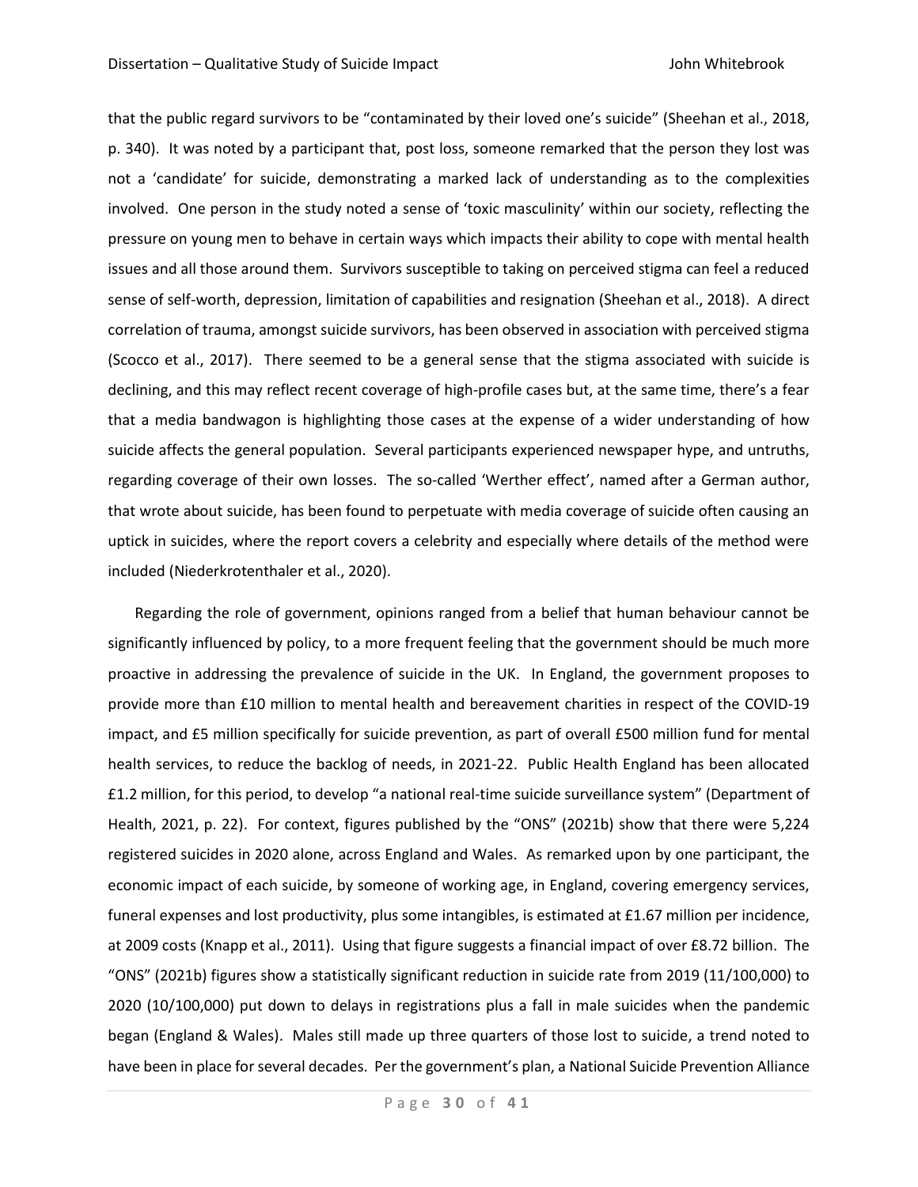that the public regard survivors to be "contaminated by their loved one's suicide" (Sheehan et al., 2018, p. 340). It was noted by a participant that, post loss, someone remarked that the person they lost was not a 'candidate' for suicide, demonstrating a marked lack of understanding as to the complexities involved. One person in the study noted a sense of 'toxic masculinity' within our society, reflecting the pressure on young men to behave in certain ways which impacts their ability to cope with mental health issues and all those around them. Survivors susceptible to taking on perceived stigma can feel a reduced sense of self-worth, depression, limitation of capabilities and resignation (Sheehan et al., 2018). A direct correlation of trauma, amongst suicide survivors, has been observed in association with perceived stigma (Scocco et al., 2017). There seemed to be a general sense that the stigma associated with suicide is declining, and this may reflect recent coverage of high-profile cases but, at the same time, there's a fear that a media bandwagon is highlighting those cases at the expense of a wider understanding of how suicide affects the general population. Several participants experienced newspaper hype, and untruths, regarding coverage of their own losses. The so-called 'Werther effect', named after a German author, that wrote about suicide, has been found to perpetuate with media coverage of suicide often causing an uptick in suicides, where the report covers a celebrity and especially where details of the method were included (Niederkrotenthaler et al., 2020).

Regarding the role of government, opinions ranged from a belief that human behaviour cannot be significantly influenced by policy, to a more frequent feeling that the government should be much more proactive in addressing the prevalence of suicide in the UK. In England, the government proposes to provide more than £10 million to mental health and bereavement charities in respect of the COVID-19 impact, and £5 million specifically for suicide prevention, as part of overall £500 million fund for mental health services, to reduce the backlog of needs, in 2021-22. Public Health England has been allocated £1.2 million, for this period, to develop "a national real-time suicide surveillance system" (Department of Health, 2021, p. 22). For context, figures published by the "ONS" (2021b) show that there were 5,224 registered suicides in 2020 alone, across England and Wales. As remarked upon by one participant, the economic impact of each suicide, by someone of working age, in England, covering emergency services, funeral expenses and lost productivity, plus some intangibles, is estimated at £1.67 million per incidence, at 2009 costs (Knapp et al., 2011). Using that figure suggests a financial impact of over £8.72 billion. The "ONS" (2021b) figures show a statistically significant reduction in suicide rate from 2019 (11/100,000) to 2020 (10/100,000) put down to delays in registrations plus a fall in male suicides when the pandemic began (England & Wales). Males still made up three quarters of those lost to suicide, a trend noted to have been in place for several decades. Per the government's plan, a National Suicide Prevention Alliance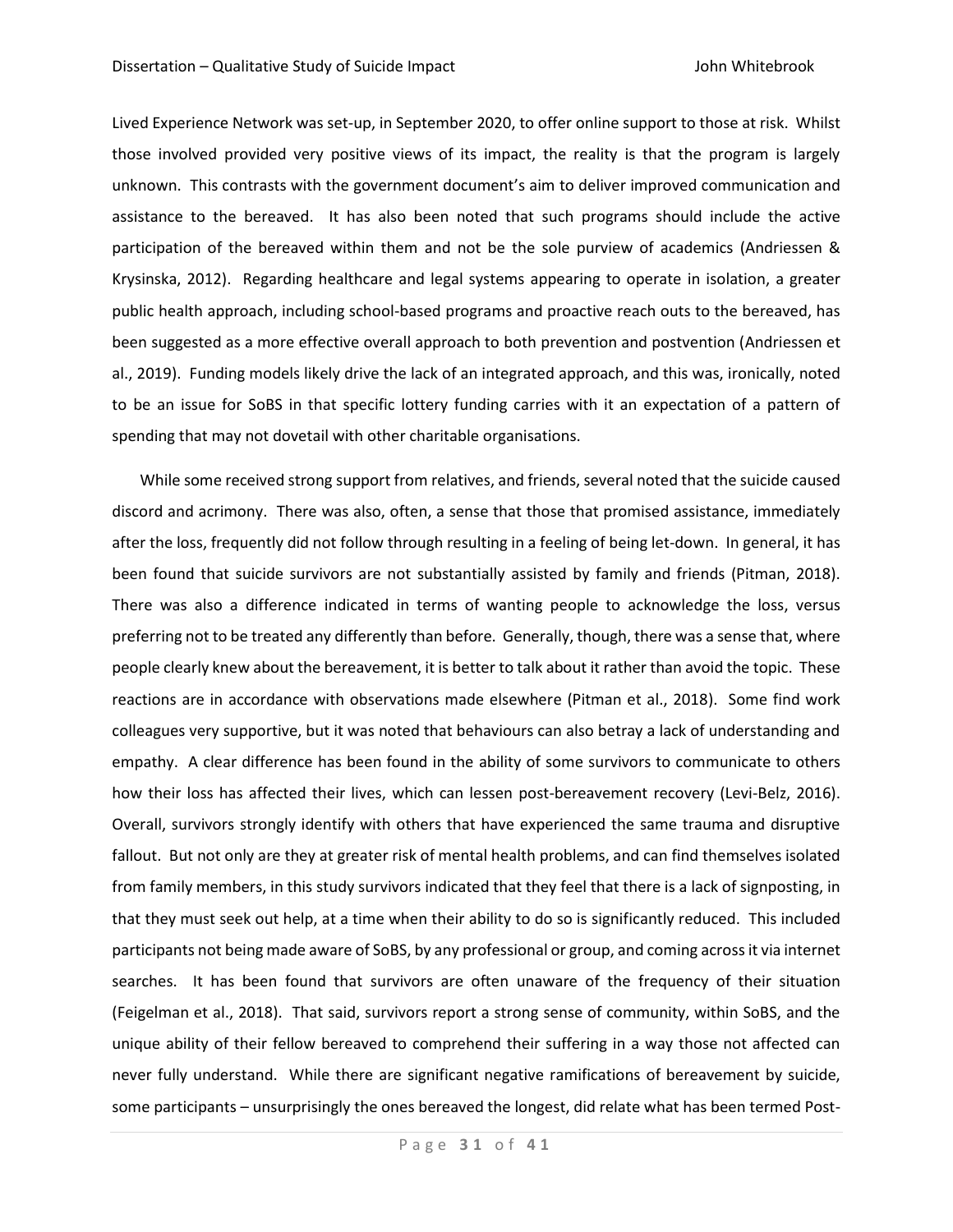Lived Experience Network was set-up, in September 2020, to offer online support to those at risk. Whilst those involved provided very positive views of its impact, the reality is that the program is largely unknown. This contrasts with the government document's aim to deliver improved communication and assistance to the bereaved. It has also been noted that such programs should include the active participation of the bereaved within them and not be the sole purview of academics (Andriessen & Krysinska, 2012). Regarding healthcare and legal systems appearing to operate in isolation, a greater public health approach, including school-based programs and proactive reach outs to the bereaved, has been suggested as a more effective overall approach to both prevention and postvention (Andriessen et al., 2019). Funding models likely drive the lack of an integrated approach, and this was, ironically, noted to be an issue for SoBS in that specific lottery funding carries with it an expectation of a pattern of spending that may not dovetail with other charitable organisations.

While some received strong support from relatives, and friends, several noted that the suicide caused discord and acrimony. There was also, often, a sense that those that promised assistance, immediately after the loss, frequently did not follow through resulting in a feeling of being let-down. In general, it has been found that suicide survivors are not substantially assisted by family and friends (Pitman, 2018). There was also a difference indicated in terms of wanting people to acknowledge the loss, versus preferring not to be treated any differently than before. Generally, though, there was a sense that, where people clearly knew about the bereavement, it is better to talk about it rather than avoid the topic. These reactions are in accordance with observations made elsewhere (Pitman et al., 2018). Some find work colleagues very supportive, but it was noted that behaviours can also betray a lack of understanding and empathy. A clear difference has been found in the ability of some survivors to communicate to others how their loss has affected their lives, which can lessen post-bereavement recovery (Levi-Belz, 2016). Overall, survivors strongly identify with others that have experienced the same trauma and disruptive fallout. But not only are they at greater risk of mental health problems, and can find themselves isolated from family members, in this study survivors indicated that they feel that there is a lack of signposting, in that they must seek out help, at a time when their ability to do so is significantly reduced. This included participants not being made aware of SoBS, by any professional or group, and coming across it via internet searches. It has been found that survivors are often unaware of the frequency of their situation (Feigelman et al., 2018). That said, survivors report a strong sense of community, within SoBS, and the unique ability of their fellow bereaved to comprehend their suffering in a way those not affected can never fully understand. While there are significant negative ramifications of bereavement by suicide, some participants – unsurprisingly the ones bereaved the longest, did relate what has been termed Post-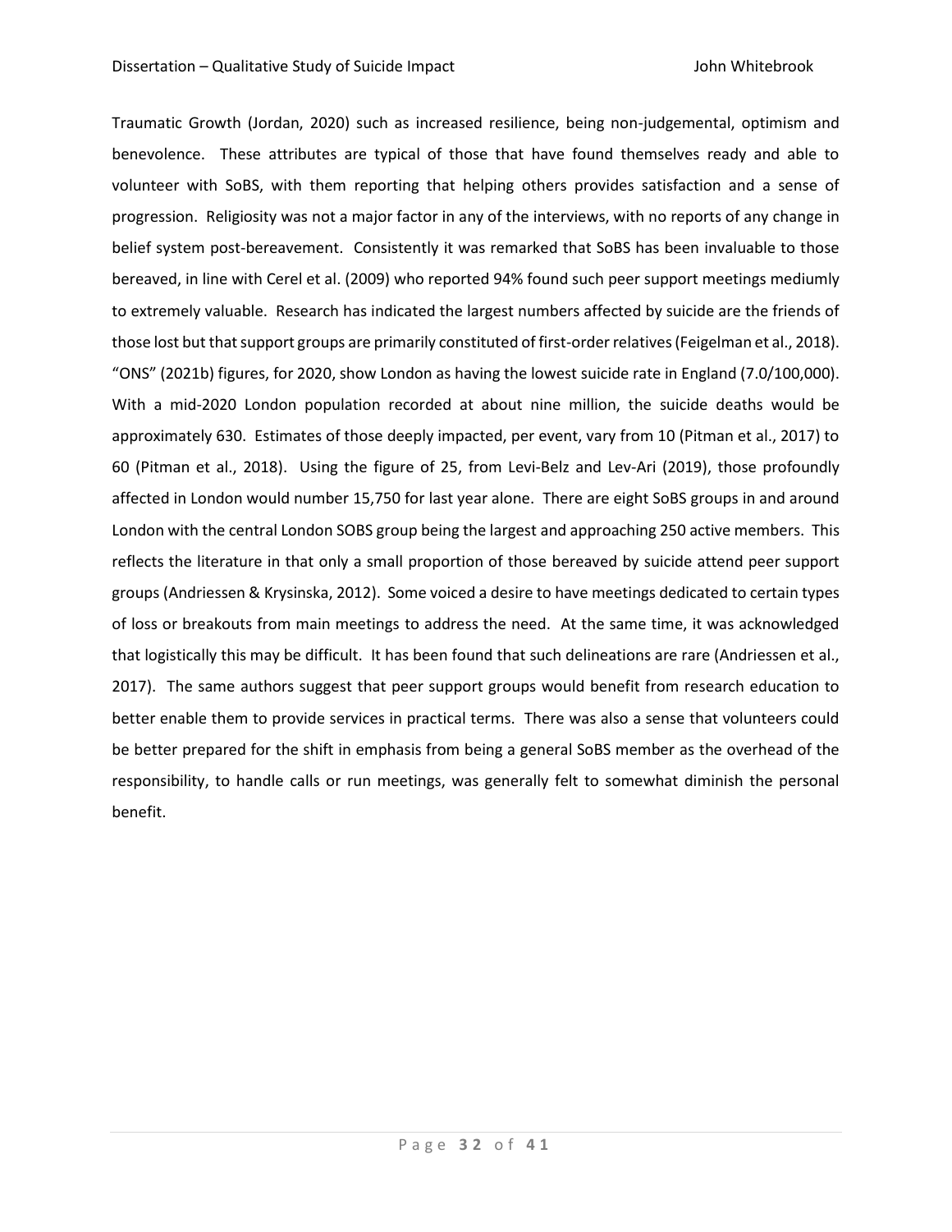Traumatic Growth (Jordan, 2020) such as increased resilience, being non-judgemental, optimism and benevolence. These attributes are typical of those that have found themselves ready and able to volunteer with SoBS, with them reporting that helping others provides satisfaction and a sense of progression. Religiosity was not a major factor in any of the interviews, with no reports of any change in belief system post-bereavement. Consistently it was remarked that SoBS has been invaluable to those bereaved, in line with Cerel et al. (2009) who reported 94% found such peer support meetings mediumly to extremely valuable. Research has indicated the largest numbers affected by suicide are the friends of those lost but that support groups are primarily constituted of first-order relatives (Feigelman et al., 2018). "ONS" (2021b) figures, for 2020, show London as having the lowest suicide rate in England (7.0/100,000). With a mid-2020 London population recorded at about nine million, the suicide deaths would be approximately 630. Estimates of those deeply impacted, per event, vary from 10 (Pitman et al., 2017) to 60 (Pitman et al., 2018). Using the figure of 25, from Levi-Belz and Lev-Ari (2019), those profoundly affected in London would number 15,750 for last year alone. There are eight SoBS groups in and around London with the central London SOBS group being the largest and approaching 250 active members. This reflects the literature in that only a small proportion of those bereaved by suicide attend peer support groups (Andriessen & Krysinska, 2012). Some voiced a desire to have meetings dedicated to certain types of loss or breakouts from main meetings to address the need. At the same time, it was acknowledged that logistically this may be difficult. It has been found that such delineations are rare (Andriessen et al., 2017). The same authors suggest that peer support groups would benefit from research education to better enable them to provide services in practical terms. There was also a sense that volunteers could be better prepared for the shift in emphasis from being a general SoBS member as the overhead of the responsibility, to handle calls or run meetings, was generally felt to somewhat diminish the personal benefit.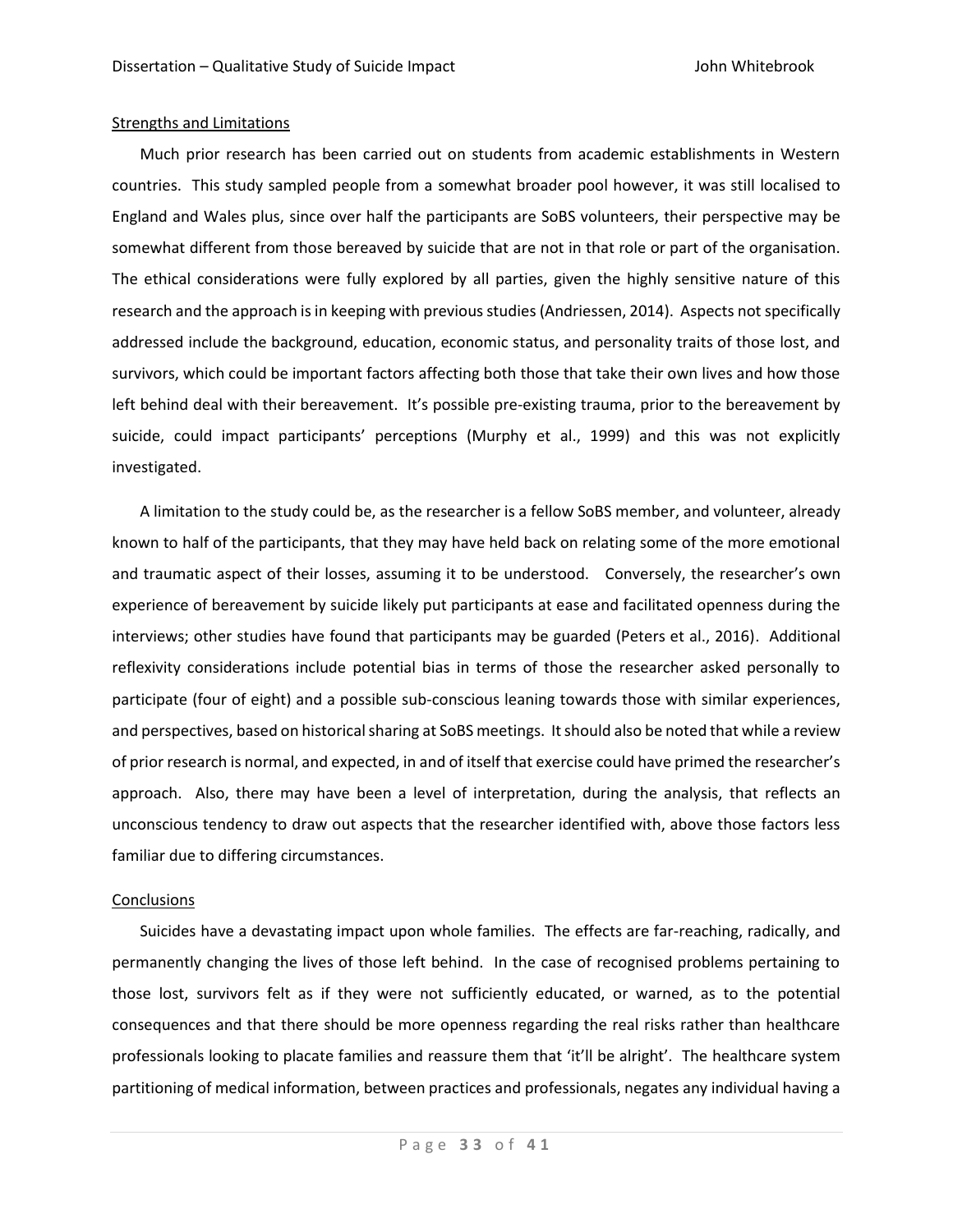## Strengths and Limitations

Much prior research has been carried out on students from academic establishments in Western countries. This study sampled people from a somewhat broader pool however, it was still localised to England and Wales plus, since over half the participants are SoBS volunteers, their perspective may be somewhat different from those bereaved by suicide that are not in that role or part of the organisation. The ethical considerations were fully explored by all parties, given the highly sensitive nature of this research and the approach is in keeping with previous studies (Andriessen, 2014). Aspects not specifically addressed include the background, education, economic status, and personality traits of those lost, and survivors, which could be important factors affecting both those that take their own lives and how those left behind deal with their bereavement. It's possible pre-existing trauma, prior to the bereavement by suicide, could impact participants' perceptions (Murphy et al., 1999) and this was not explicitly investigated.

A limitation to the study could be, as the researcher is a fellow SoBS member, and volunteer, already known to half of the participants, that they may have held back on relating some of the more emotional and traumatic aspect of their losses, assuming it to be understood. Conversely, the researcher's own experience of bereavement by suicide likely put participants at ease and facilitated openness during the interviews; other studies have found that participants may be guarded (Peters et al., 2016). Additional reflexivity considerations include potential bias in terms of those the researcher asked personally to participate (four of eight) and a possible sub-conscious leaning towards those with similar experiences, and perspectives, based on historical sharing at SoBS meetings. It should also be noted that while a review of prior research is normal, and expected, in and of itself that exercise could have primed the researcher's approach. Also, there may have been a level of interpretation, during the analysis, that reflects an unconscious tendency to draw out aspects that the researcher identified with, above those factors less familiar due to differing circumstances.

## Conclusions

Suicides have a devastating impact upon whole families. The effects are far-reaching, radically, and permanently changing the lives of those left behind. In the case of recognised problems pertaining to those lost, survivors felt as if they were not sufficiently educated, or warned, as to the potential consequences and that there should be more openness regarding the real risks rather than healthcare professionals looking to placate families and reassure them that 'it'll be alright'. The healthcare system partitioning of medical information, between practices and professionals, negates any individual having a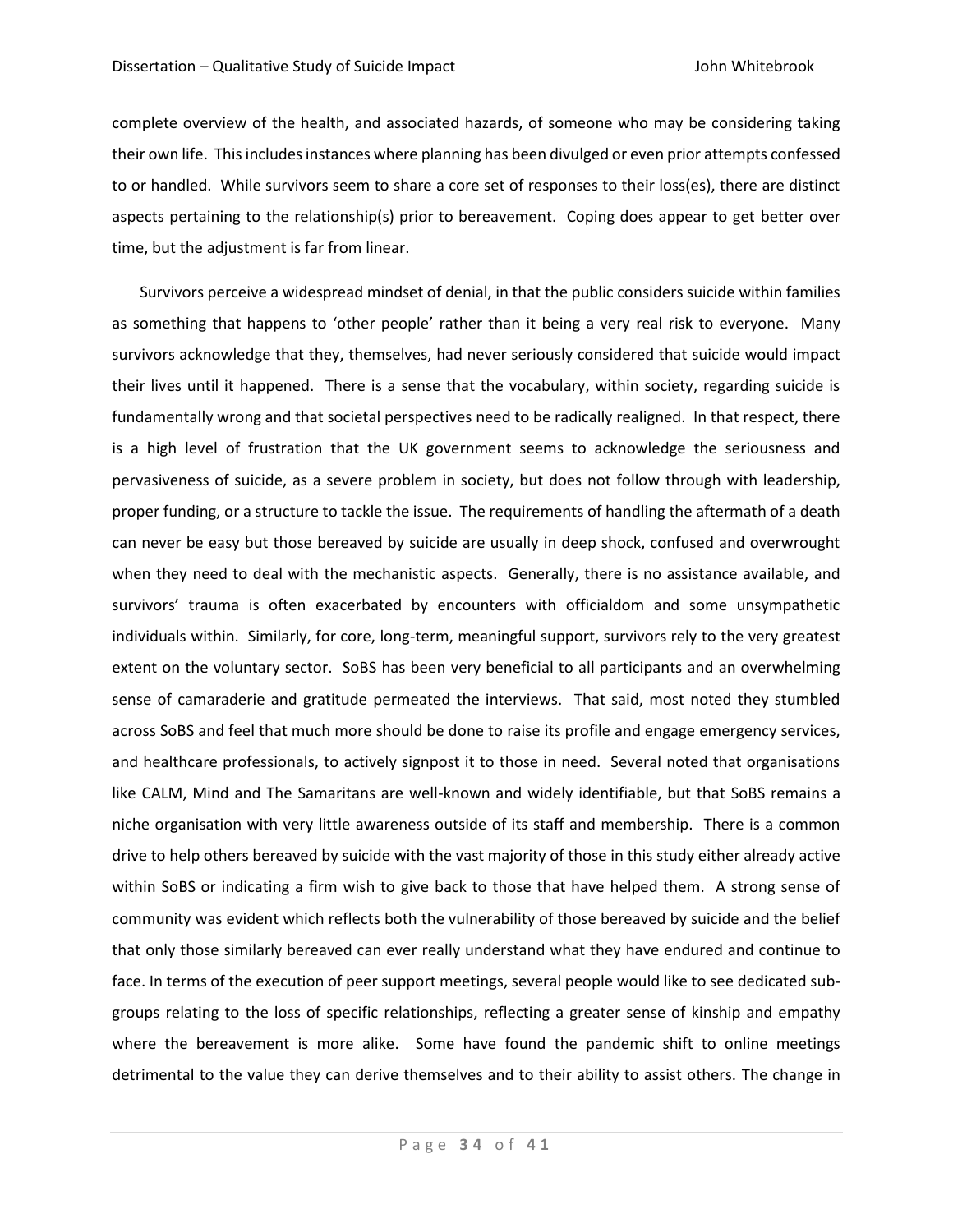complete overview of the health, and associated hazards, of someone who may be considering taking their own life. This includes instances where planning has been divulged or even prior attempts confessed to or handled. While survivors seem to share a core set of responses to their loss(es), there are distinct aspects pertaining to the relationship(s) prior to bereavement. Coping does appear to get better over time, but the adjustment is far from linear.

Survivors perceive a widespread mindset of denial, in that the public considers suicide within families as something that happens to 'other people' rather than it being a very real risk to everyone. Many survivors acknowledge that they, themselves, had never seriously considered that suicide would impact their lives until it happened. There is a sense that the vocabulary, within society, regarding suicide is fundamentally wrong and that societal perspectives need to be radically realigned. In that respect, there is a high level of frustration that the UK government seems to acknowledge the seriousness and pervasiveness of suicide, as a severe problem in society, but does not follow through with leadership, proper funding, or a structure to tackle the issue. The requirements of handling the aftermath of a death can never be easy but those bereaved by suicide are usually in deep shock, confused and overwrought when they need to deal with the mechanistic aspects. Generally, there is no assistance available, and survivors' trauma is often exacerbated by encounters with officialdom and some unsympathetic individuals within. Similarly, for core, long-term, meaningful support, survivors rely to the very greatest extent on the voluntary sector. SoBS has been very beneficial to all participants and an overwhelming sense of camaraderie and gratitude permeated the interviews. That said, most noted they stumbled across SoBS and feel that much more should be done to raise its profile and engage emergency services, and healthcare professionals, to actively signpost it to those in need. Several noted that organisations like CALM, Mind and The Samaritans are well-known and widely identifiable, but that SoBS remains a niche organisation with very little awareness outside of its staff and membership. There is a common drive to help others bereaved by suicide with the vast majority of those in this study either already active within SoBS or indicating a firm wish to give back to those that have helped them. A strong sense of community was evident which reflects both the vulnerability of those bereaved by suicide and the belief that only those similarly bereaved can ever really understand what they have endured and continue to face. In terms of the execution of peer support meetings, several people would like to see dedicated sub-groups relating to the loss of specific relationships, reflecting a greater sense of kinship and empathy where the bereavement is more alike. Some have found the pandemic shift to online meetings detrimental to the value they can derive themselves and to their ability to assist others. The change in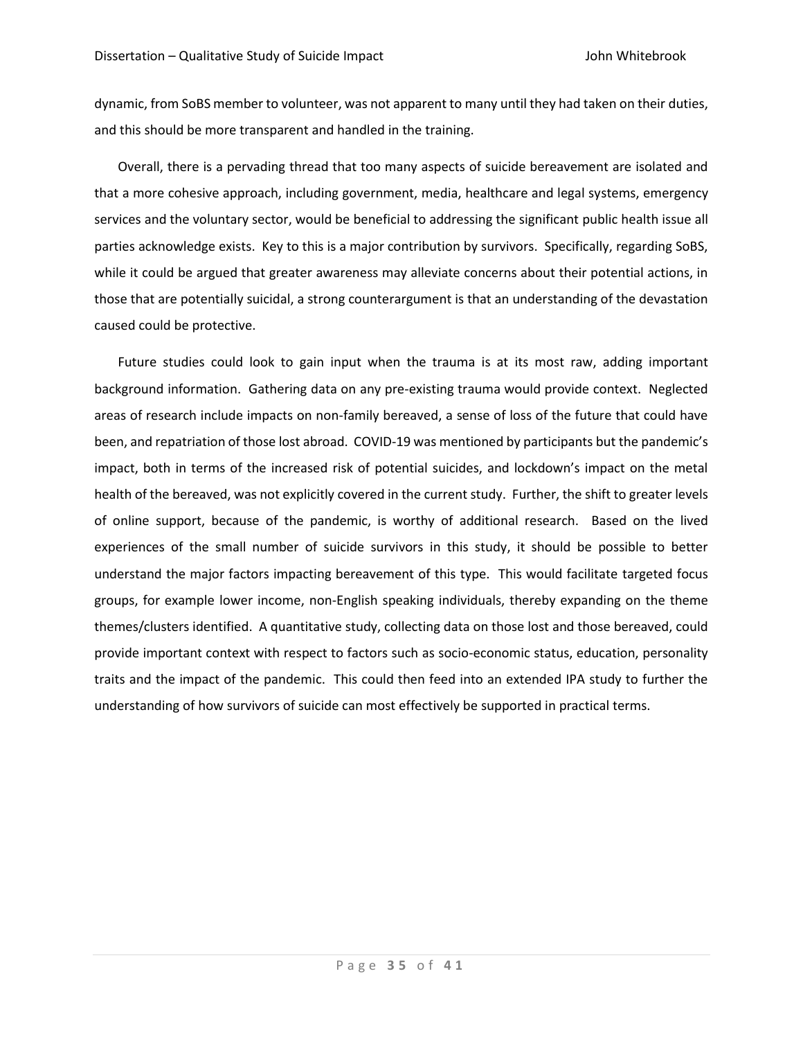dynamic, from SoBS member to volunteer, was not apparent to many until they had taken on their duties, and this should be more transparent and handled in the training.

Overall, there is a pervading thread that too many aspects of suicide bereavement are isolated and that a more cohesive approach, including government, media, healthcare and legal systems, emergency services and the voluntary sector, would be beneficial to addressing the significant public health issue all parties acknowledge exists. Key to this is a major contribution by survivors. Specifically, regarding SoBS, while it could be argued that greater awareness may alleviate concerns about their potential actions, in those that are potentially suicidal, a strong counterargument is that an understanding of the devastation caused could be protective.

Future studies could look to gain input when the trauma is at its most raw, adding important background information. Gathering data on any pre-existing trauma would provide context. Neglected areas of research include impacts on non-family bereaved, a sense of loss of the future that could have been, and repatriation of those lost abroad. COVID-19 was mentioned by participants but the pandemic's impact, both in terms of the increased risk of potential suicides, and lockdown's impact on the metal health of the bereaved, was not explicitly covered in the current study. Further, the shift to greater levels of online support, because of the pandemic, is worthy of additional research. Based on the lived experiences of the small number of suicide survivors in this study, it should be possible to better understand the major factors impacting bereavement of this type. This would facilitate targeted focus groups, for example lower income, non-English speaking individuals, thereby expanding on the theme themes/clusters identified. A quantitative study, collecting data on those lost and those bereaved, could provide important context with respect to factors such as socio-economic status, education, personality traits and the impact of the pandemic. This could then feed into an extended IPA study to further the understanding of how survivors of suicide can most effectively be supported in practical terms.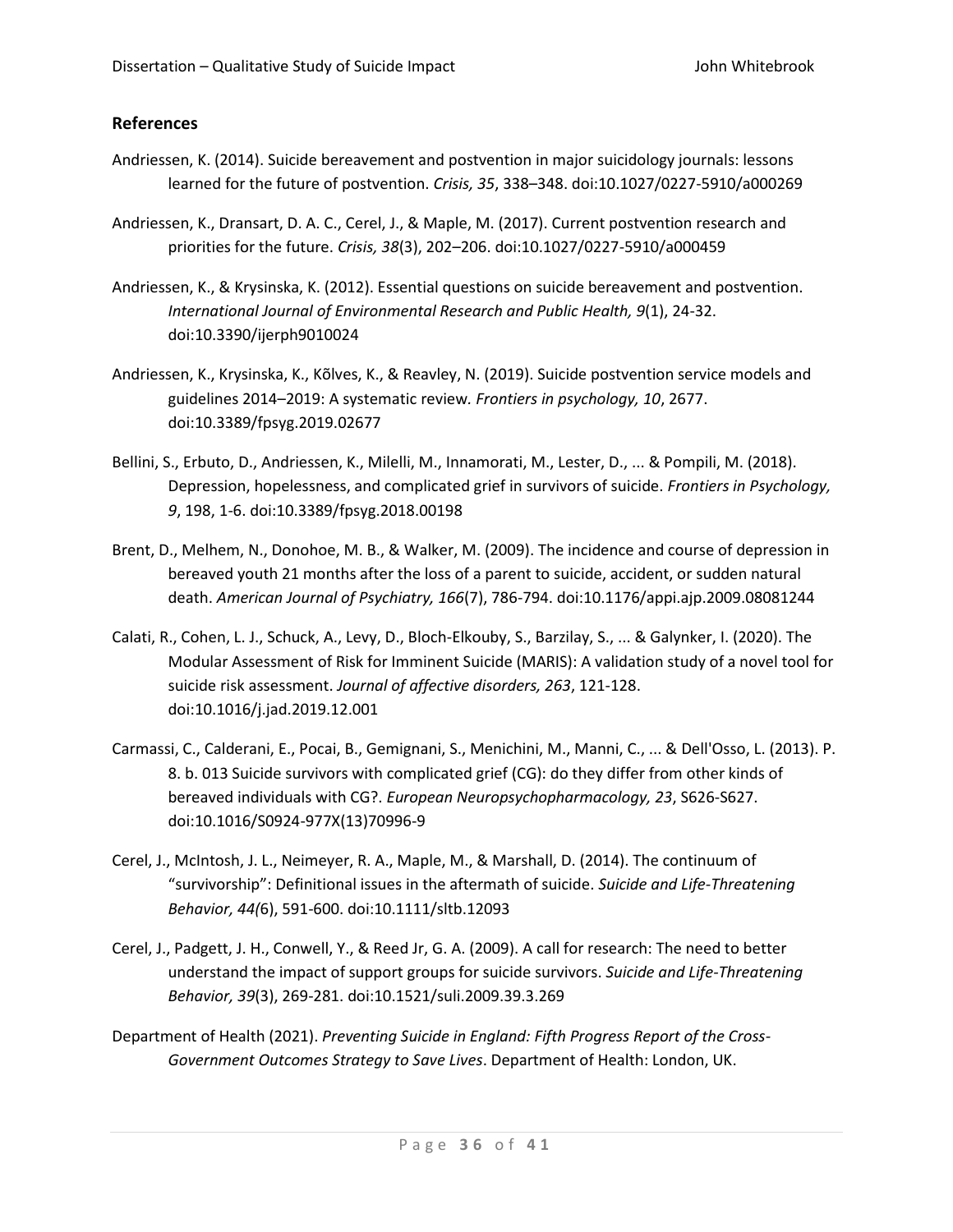## References

Andriessen, K. (2014). Suicide bereavement and postvention in major suicidology journals: lessons learned for the future of postvention. *Crisis, 35*, 338–348. doi:10.1027/0227-5910/a000269

Andriessen, K., Dransart, D. A. C., Cerel, J., & Maple, M. (2017). Current postvention research and priorities for the future. *Crisis, 38*(3), 202–206. doi:10.1027/0227-5910/a000459

Andriessen, K., & Krysinska, K. (2012). Essential questions on suicide bereavement and postvention. *International Journal of Environmental Research and Public Health, 9*(1), 24-32. doi:10.3390/ijerph9010024

Andriessen, K., Krysinska, K., Kõlves, K., & Reavley, N. (2019). Suicide postvention service models and guidelines 2014–2019: A systematic review. *Frontiers in psychology, 10*, 2677. doi:10.3389/fpsyg.2019.02677

Bellini, S., Erbuto, D., Andriessen, K., Milelli, M., Innamorati, M., Lester, D., ... & Pompili, M. (2018). Depression, hopelessness, and complicated grief in survivors of suicide. *Frontiers in Psychology, 9*, 198, 1-6. doi:10.3389/fpsyg.2018.00198

Brent, D., Melhem, N., Donohoe, M. B., & Walker, M. (2009). The incidence and course of depression in bereaved youth 21 months after the loss of a parent to suicide, accident, or sudden natural death. *American Journal of Psychiatry, 166*(7), 786-794. doi:10.1176/appi.ajp.2009.08081244

Calati, R., Cohen, L. J., Schuck, A., Levy, D., Bloch-Elkouby, S., Barzilay, S., ... & Galynker, I. (2020). The Modular Assessment of Risk for Imminent Suicide (MARIS): A validation study of a novel tool for suicide risk assessment. *Journal of affective disorders, 263*, 121-128. doi:10.1016/j.jad.2019.12.001

Carmassi, C., Calderani, E., Pocai, B., Gemignani, S., Menichini, M., Manni, C., ... & Dell'Osso, L. (2013). P. 8. b. 013 Suicide survivors with complicated grief (CG): do they differ from other kinds of bereaved individuals with CG?. *European Neuropsychopharmacology, 23*, S626-S627. doi:10.1016/S0924-977X(13)70996-9

Cerel, J., McIntosh, J. L., Neimeyer, R. A., Maple, M., & Marshall, D. (2014). The continuum of "survivorship": Definitional issues in the aftermath of suicide. *Suicide and Life-Threatening Behavior, 44(*6), 591-600. doi:10.1111/sltb.12093

Cerel, J., Padgett, J. H., Conwell, Y., & Reed Jr, G. A. (2009). A call for research: The need to better understand the impact of support groups for suicide survivors. *Suicide and Life-Threatening Behavior, 39*(3), 269-281. doi:10.1521/suli.2009.39.3.269

Department of Health (2021). *Preventing Suicide in England: Fifth Progress Report of the Cross-Government Outcomes Strategy to Save Lives*. Department of Health: London, UK.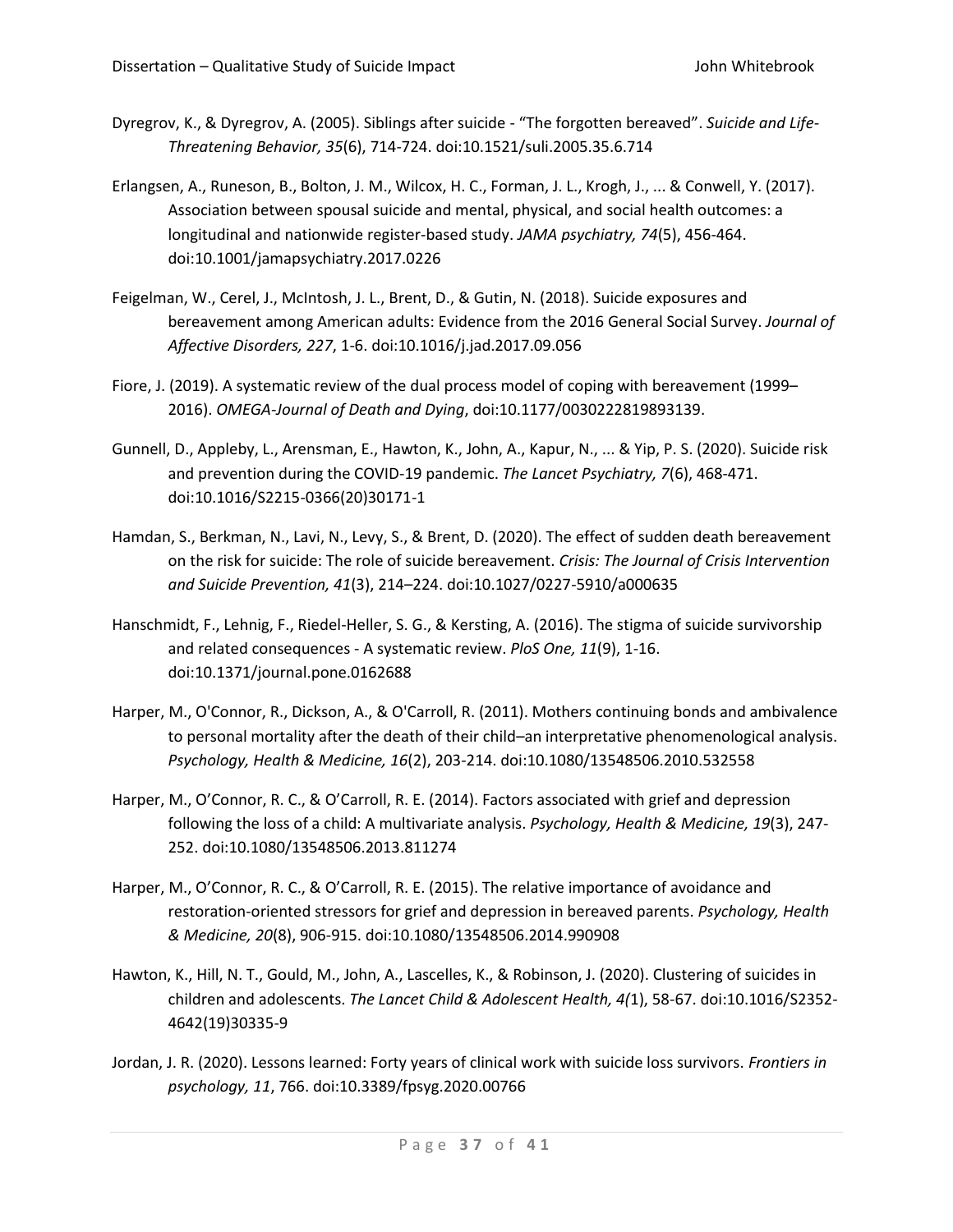Dyregrov, K., & Dyregrov, A. (2005). Siblings after suicide - "The forgotten bereaved". *Suicide and Life-Threatening Behavior, 35*(6), 714-724. doi:10.1521/suli.2005.35.6.714

Erlangsen, A., Runeson, B., Bolton, J. M., Wilcox, H. C., Forman, J. L., Krogh, J., ... & Conwell, Y. (2017). Association between spousal suicide and mental, physical, and social health outcomes: a longitudinal and nationwide register-based study. *JAMA psychiatry, 74*(5), 456-464. doi:10.1001/jamapsychiatry.2017.0226

Feigelman, W., Cerel, J., McIntosh, J. L., Brent, D., & Gutin, N. (2018). Suicide exposures and bereavement among American adults: Evidence from the 2016 General Social Survey. *Journal of Affective Disorders, 227*, 1-6. doi:10.1016/j.jad.2017.09.056

Fiore, J. (2019). A systematic review of the dual process model of coping with bereavement (1999–2016). *OMEGA-Journal of Death and Dying*, doi:10.1177/0030222819893139.

Gunnell, D., Appleby, L., Arensman, E., Hawton, K., John, A., Kapur, N., ... & Yip, P. S. (2020). Suicide risk and prevention during the COVID-19 pandemic. *The Lancet Psychiatry, 7*(6), 468-471. doi:10.1016/S2215-0366(20)30171-1

Hamdan, S., Berkman, N., Lavi, N., Levy, S., & Brent, D. (2020). The effect of sudden death bereavement on the risk for suicide: The role of suicide bereavement. *Crisis: The Journal of Crisis Intervention and Suicide Prevention, 41*(3), 214–224. doi:10.1027/0227-5910/a000635

Hanschmidt, F., Lehnig, F., Riedel-Heller, S. G., & Kersting, A. (2016). The stigma of suicide survivorship and related consequences - A systematic review. *PloS One, 11*(9), 1-16. doi:10.1371/journal.pone.0162688

Harper, M., O'Connor, R., Dickson, A., & O'Carroll, R. (2011). Mothers continuing bonds and ambivalence to personal mortality after the death of their child–an interpretative phenomenological analysis. *Psychology, Health & Medicine, 16*(2), 203-214. doi:10.1080/13548506.2010.532558

Harper, M., O'Connor, R. C., & O'Carroll, R. E. (2014). Factors associated with grief and depression following the loss of a child: A multivariate analysis. *Psychology, Health & Medicine, 19*(3), 247-252. doi:10.1080/13548506.2013.811274

Harper, M., O'Connor, R. C., & O'Carroll, R. E. (2015). The relative importance of avoidance and restoration-oriented stressors for grief and depression in bereaved parents. *Psychology, Health & Medicine, 20*(8), 906-915. doi:10.1080/13548506.2014.990908

Hawton, K., Hill, N. T., Gould, M., John, A., Lascelles, K., & Robinson, J. (2020). Clustering of suicides in children and adolescents. *The Lancet Child & Adolescent Health, 4(*1), 58-67. doi:10.1016/S2352-4642(19)30335-9

Jordan, J. R. (2020). Lessons learned: Forty years of clinical work with suicide loss survivors. *Frontiers in psychology, 11*, 766. doi:10.3389/fpsyg.2020.00766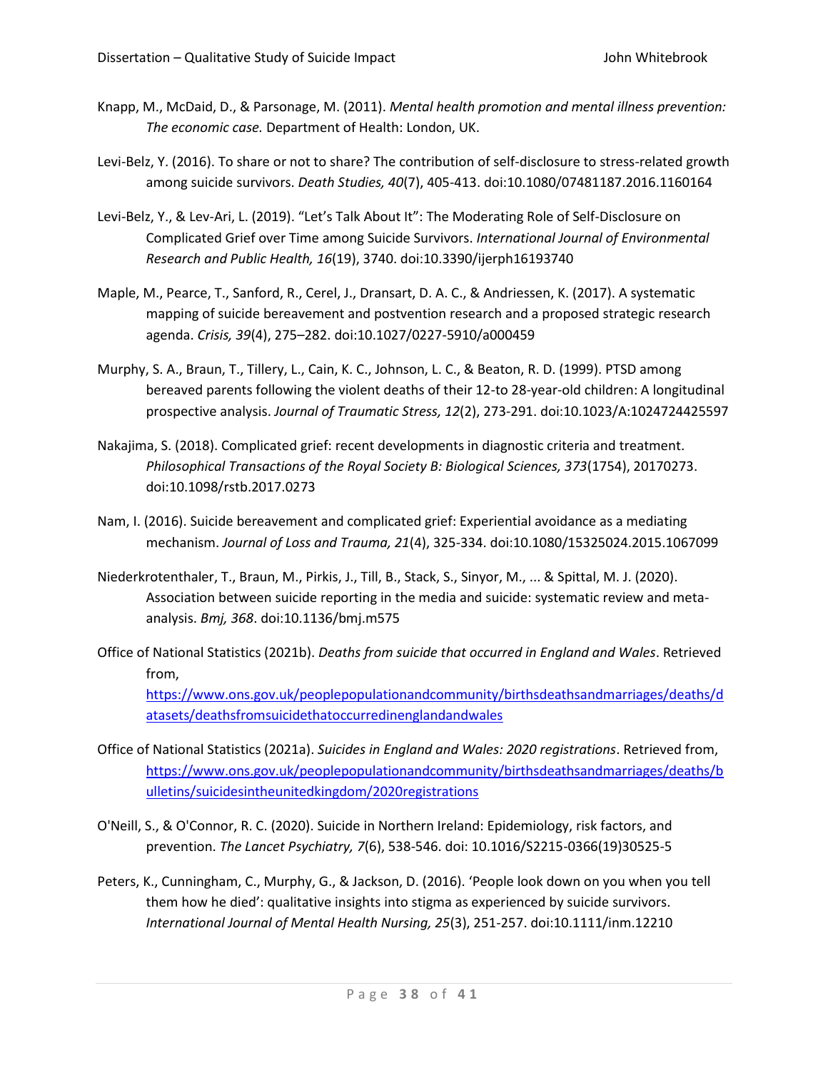Knapp, M., McDaid, D., & Parsonage, M. (2011). *Mental health promotion and mental illness prevention: The economic case.* Department of Health: London, UK.

Levi-Belz, Y. (2016). To share or not to share? The contribution of self-disclosure to stress-related growth among suicide survivors. *Death Studies, 40*(7), 405-413. doi:10.1080/07481187.2016.1160164

Levi-Belz, Y., & Lev-Ari, L. (2019). "Let's Talk About It": The Moderating Role of Self-Disclosure on Complicated Grief over Time among Suicide Survivors. *International Journal of Environmental Research and Public Health, 16*(19), 3740. doi:10.3390/ijerph16193740

Maple, M., Pearce, T., Sanford, R., Cerel, J., Dransart, D. A. C., & Andriessen, K. (2017). A systematic mapping of suicide bereavement and postvention research and a proposed strategic research agenda. *Crisis, 39*(4), 275–282. doi:10.1027/0227-5910/a000459

Murphy, S. A., Braun, T., Tillery, L., Cain, K. C., Johnson, L. C., & Beaton, R. D. (1999). PTSD among bereaved parents following the violent deaths of their 12-to 28-year-old children: A longitudinal prospective analysis. *Journal of Traumatic Stress, 12*(2), 273-291. doi:10.1023/A:1024724425597

Nakajima, S. (2018). Complicated grief: recent developments in diagnostic criteria and treatment. *Philosophical Transactions of the Royal Society B: Biological Sciences, 373*(1754), 20170273. doi:10.1098/rstb.2017.0273

Nam, I. (2016). Suicide bereavement and complicated grief: Experiential avoidance as a mediating mechanism. *Journal of Loss and Trauma, 21*(4), 325-334. doi:10.1080/15325024.2015.1067099

Niederkrotenthaler, T., Braun, M., Pirkis, J., Till, B., Stack, S., Sinyor, M., ... & Spittal, M. J. (2020). Association between suicide reporting in the media and suicide: systematic review and meta-analysis. *Bmj, 368*. doi:10.1136/bmj.m575

Office of National Statistics (2021b). *Deaths from suicide that occurred in England and Wales*. Retrieved from, https://www.ons.gov.uk/peoplepopulationandcommunity/birthsdeathsandmarriages/deaths/datasets/deathsfromsuicidethatoccurredinenglandandwales

Office of National Statistics (2021a). *Suicides in England and Wales: 2020 registrations*. Retrieved from, https://www.ons.gov.uk/peoplepopulationandcommunity/birthsdeathsandmarriages/deaths/bulletins/suicidesintheunitedkingdom/2020registrations

O'Neill, S., & O'Connor, R. C. (2020). Suicide in Northern Ireland: Epidemiology, risk factors, and prevention. *The Lancet Psychiatry, 7*(6), 538-546. doi: 10.1016/S2215-0366(19)30525-5

Peters, K., Cunningham, C., Murphy, G., & Jackson, D. (2016). 'People look down on you when you tell them how he died': qualitative insights into stigma as experienced by suicide survivors. *International Journal of Mental Health Nursing, 25*(3), 251-257. doi:10.1111/inm.12210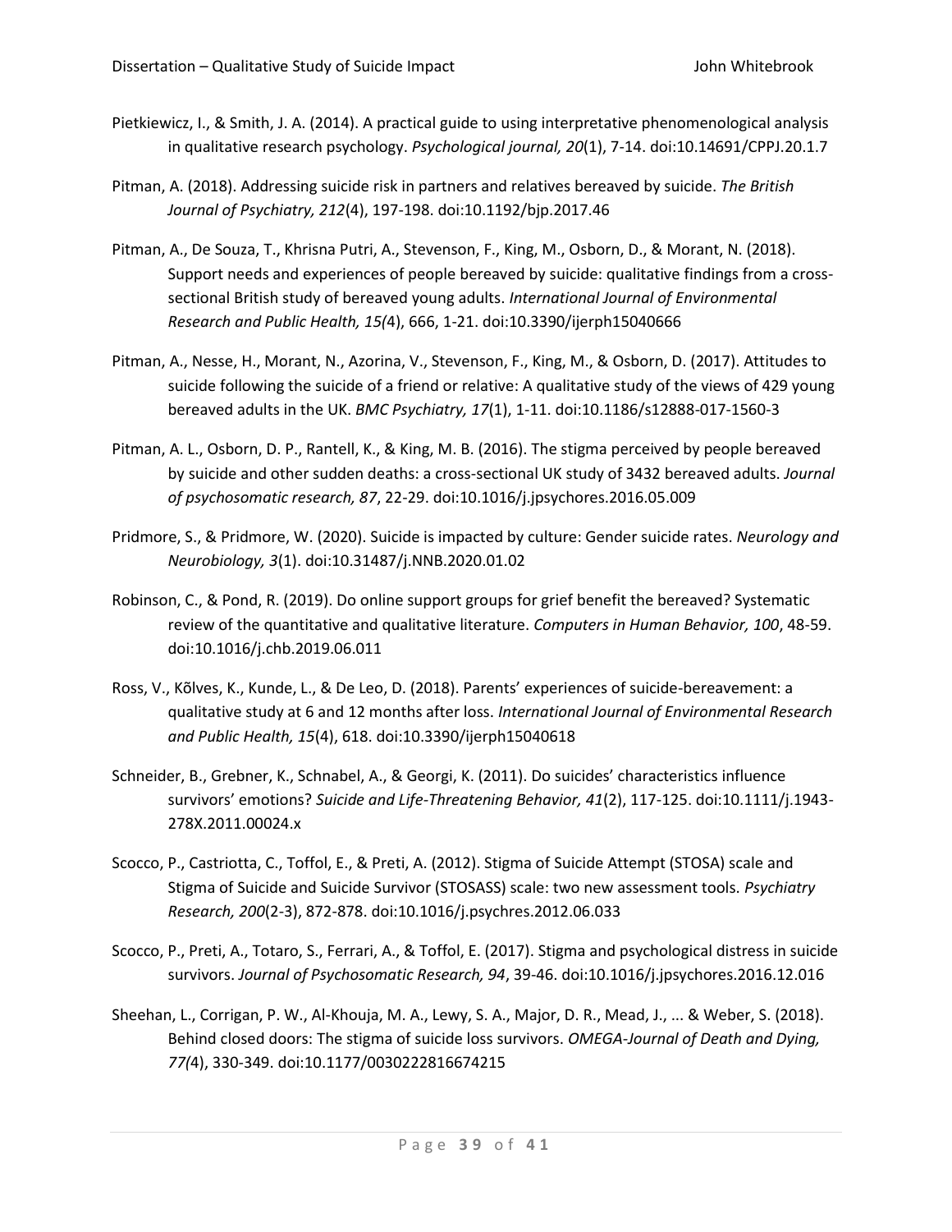Pietkiewicz, I., & Smith, J. A. (2014). A practical guide to using interpretative phenomenological analysis in qualitative research psychology. *Psychological journal, 20*(1), 7-14. doi:10.14691/CPPJ.20.1.7

Pitman, A. (2018). Addressing suicide risk in partners and relatives bereaved by suicide. *The British Journal of Psychiatry, 212*(4), 197-198. doi:10.1192/bjp.2017.46

Pitman, A., De Souza, T., Khrisna Putri, A., Stevenson, F., King, M., Osborn, D., & Morant, N. (2018). Support needs and experiences of people bereaved by suicide: qualitative findings from a cross-sectional British study of bereaved young adults. *International Journal of Environmental Research and Public Health, 15(*4), 666, 1-21. doi:10.3390/ijerph15040666

Pitman, A., Nesse, H., Morant, N., Azorina, V., Stevenson, F., King, M., & Osborn, D. (2017). Attitudes to suicide following the suicide of a friend or relative: A qualitative study of the views of 429 young bereaved adults in the UK. *BMC Psychiatry, 17*(1), 1-11. doi:10.1186/s12888-017-1560-3

Pitman, A. L., Osborn, D. P., Rantell, K., & King, M. B. (2016). The stigma perceived by people bereaved by suicide and other sudden deaths: a cross-sectional UK study of 3432 bereaved adults. *Journal of psychosomatic research, 87*, 22-29. doi:10.1016/j.jpsychores.2016.05.009

Pridmore, S., & Pridmore, W. (2020). Suicide is impacted by culture: Gender suicide rates. *Neurology and Neurobiology, 3*(1). doi:10.31487/j.NNB.2020.01.02

Robinson, C., & Pond, R. (2019). Do online support groups for grief benefit the bereaved? Systematic review of the quantitative and qualitative literature. *Computers in Human Behavior, 100*, 48-59. doi:10.1016/j.chb.2019.06.011

Ross, V., Kõlves, K., Kunde, L., & De Leo, D. (2018). Parents' experiences of suicide-bereavement: a qualitative study at 6 and 12 months after loss. *International Journal of Environmental Research and Public Health, 15*(4), 618. doi:10.3390/ijerph15040618

Schneider, B., Grebner, K., Schnabel, A., & Georgi, K. (2011). Do suicides' characteristics influence survivors' emotions? *Suicide and Life-Threatening Behavior, 41*(2), 117-125. doi:10.1111/j.1943-278X.2011.00024.x

Scocco, P., Castriotta, C., Toffol, E., & Preti, A. (2012). Stigma of Suicide Attempt (STOSA) scale and Stigma of Suicide and Suicide Survivor (STOSASS) scale: two new assessment tools. *Psychiatry Research, 200*(2-3), 872-878. doi:10.1016/j.psychres.2012.06.033

Scocco, P., Preti, A., Totaro, S., Ferrari, A., & Toffol, E. (2017). Stigma and psychological distress in suicide survivors. *Journal of Psychosomatic Research, 94*, 39-46. doi:10.1016/j.jpsychores.2016.12.016

Sheehan, L., Corrigan, P. W., Al-Khouja, M. A., Lewy, S. A., Major, D. R., Mead, J., ... & Weber, S. (2018). Behind closed doors: The stigma of suicide loss survivors. *OMEGA-Journal of Death and Dying, 77(*4), 330-349. doi:10.1177/0030222816674215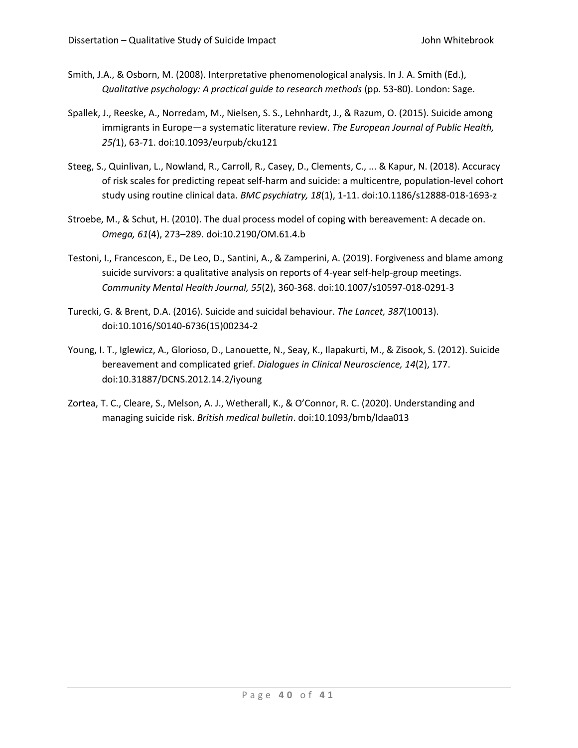Smith, J.A., & Osborn, M. (2008). Interpretative phenomenological analysis. In J. A. Smith (Ed.), *Qualitative psychology: A practical guide to research methods* (pp. 53-80). London: Sage.

Spallek, J., Reeske, A., Norredam, M., Nielsen, S. S., Lehnhardt, J., & Razum, O. (2015). Suicide among immigrants in Europe—a systematic literature review. *The European Journal of Public Health, 25(*1), 63-71. doi:10.1093/eurpub/cku121

Steeg, S., Quinlivan, L., Nowland, R., Carroll, R., Casey, D., Clements, C., ... & Kapur, N. (2018). Accuracy of risk scales for predicting repeat self-harm and suicide: a multicentre, population-level cohort study using routine clinical data. *BMC psychiatry, 18*(1), 1-11. doi:10.1186/s12888-018-1693-z

Stroebe, M., & Schut, H. (2010). The dual process model of coping with bereavement: A decade on. *Omega, 61*(4), 273–289. doi:10.2190/OM.61.4.b

Testoni, I., Francescon, E., De Leo, D., Santini, A., & Zamperini, A. (2019). Forgiveness and blame among suicide survivors: a qualitative analysis on reports of 4-year self-help-group meetings. *Community Mental Health Journal, 55*(2), 360-368. doi:10.1007/s10597-018-0291-3

Turecki, G. & Brent, D.A. (2016). Suicide and suicidal behaviour. *The Lancet, 387*(10013). doi:10.1016/S0140-6736(15)00234-2

Young, I. T., Iglewicz, A., Glorioso, D., Lanouette, N., Seay, K., Ilapakurti, M., & Zisook, S. (2012). Suicide bereavement and complicated grief. *Dialogues in Clinical Neuroscience, 14*(2), 177. doi:10.31887/DCNS.2012.14.2/iyoung

Zortea, T. C., Cleare, S., Melson, A. J., Wetherall, K., & O'Connor, R. C. (2020). Understanding and managing suicide risk. *British medical bulletin*. doi:10.1093/bmb/ldaa013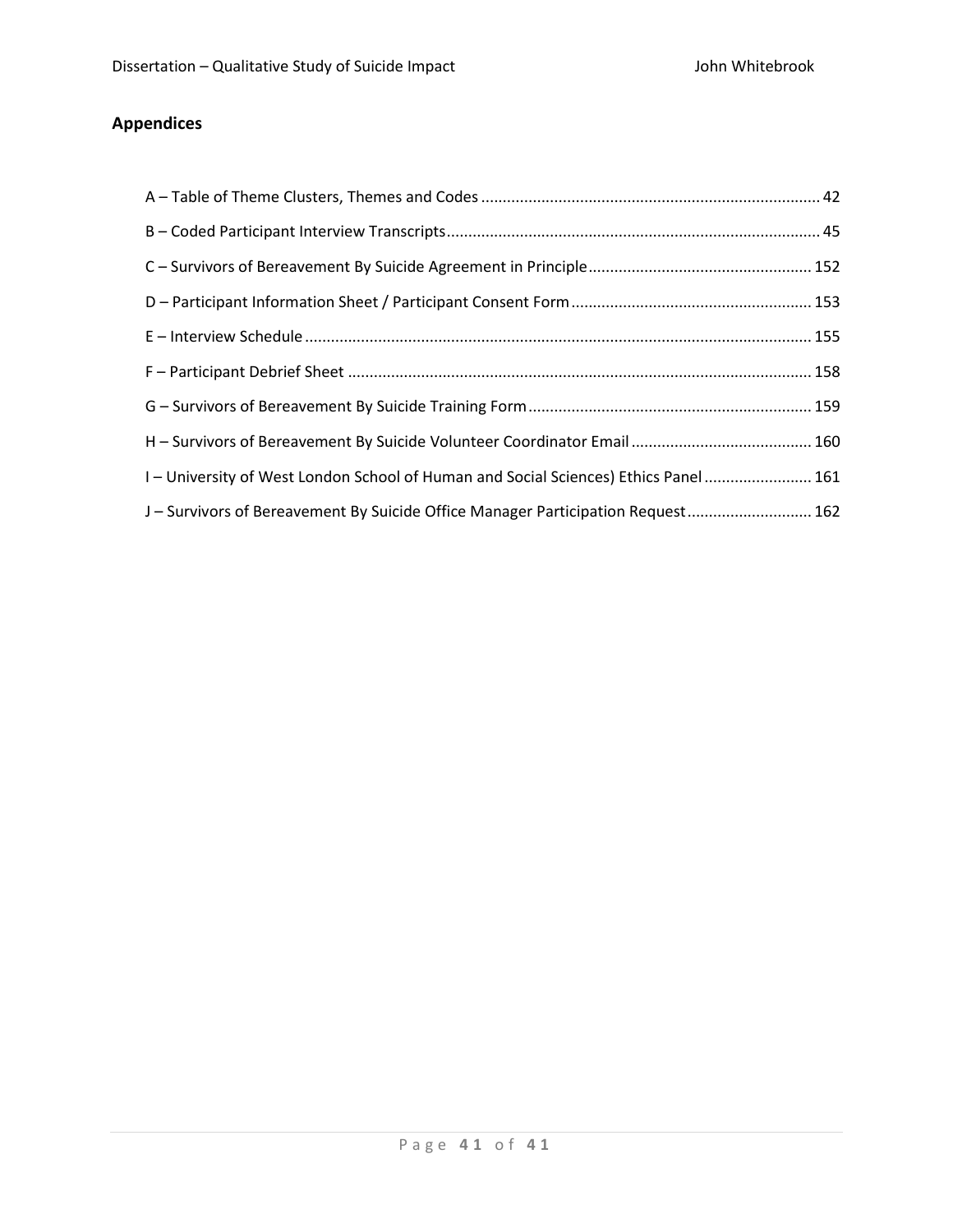## Appendices

A – Table of Theme Clusters, Themes and Codes ............................................................................... 42

B – Coded Participant Interview Transcripts ....................................................................................... 45

C – Survivors of Bereavement By Suicide Agreement in Principle .................................................... 152

D – Participant Information Sheet / Participant Consent Form ......................................................... 153

E – Interview Schedule ..................................................................................................................... 155

F – Participant Debrief Sheet ........................................................................................................... 158

G – Survivors of Bereavement By Suicide Training Form .................................................................. 159

H – Survivors of Bereavement By Suicide Volunteer Coordinator Email .......................................... 160

I – University of West London School of Human and Social Sciences) Ethics Panel ......................... 161

J – Survivors of Bereavement By Suicide Office Manager Participation Request ............................. 162